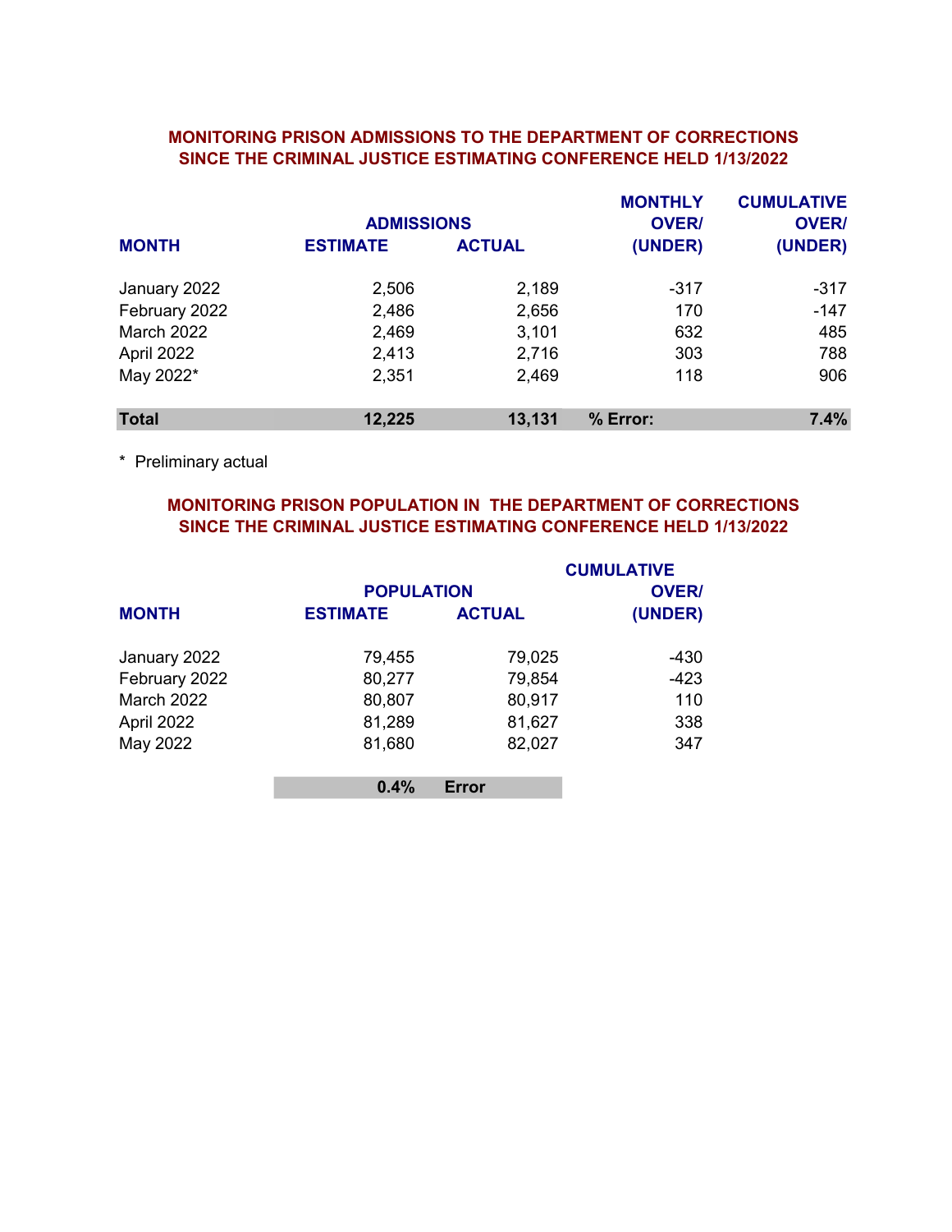## MONITORING PRISON ADMISSIONS TO THE DEPARTMENT OF CORRECTIONS SINCE THE CRIMINAL JUSTICE ESTIMATING CONFERENCE HELD 1/13/2022

| MONTH | ADMISSIONS ESTIMATE | ADMISSIONS ACTUAL | MONTHLY OVER/ (UNDER) | CUMULATIVE OVER/ (UNDER) |
|---|---|---|---|---|
| January 2022 | 2,506 | 2,189 | -317 | -317 |
| February 2022 | 2,486 | 2,656 | 170 | -147 |
| March 2022 | 2,469 | 3,101 | 632 | 485 |
| April 2022 | 2,413 | 2,716 | 303 | 788 |
| May 2022* | 2,351 | 2,469 | 118 | 906 |
| **Total** | **12,225** | **13,131** | **% Error:** | **7.4%** |

\* Preliminary actual

## MONITORING PRISON POPULATION IN THE DEPARTMENT OF CORRECTIONS SINCE THE CRIMINAL JUSTICE ESTIMATING CONFERENCE HELD 1/13/2022

| MONTH | POPULATION ESTIMATE | POPULATION ACTUAL | CUMULATIVE OVER/ (UNDER) |
|---|---|---|---|
| January 2022 | 79,455 | 79,025 | -430 |
| February 2022 | 80,277 | 79,854 | -423 |
| March 2022 | 80,807 | 80,917 | 110 |
| April 2022 | 81,289 | 81,627 | 338 |
| May 2022 | 81,680 | 82,027 | 347 |
| | **0.4%** | **Error** | |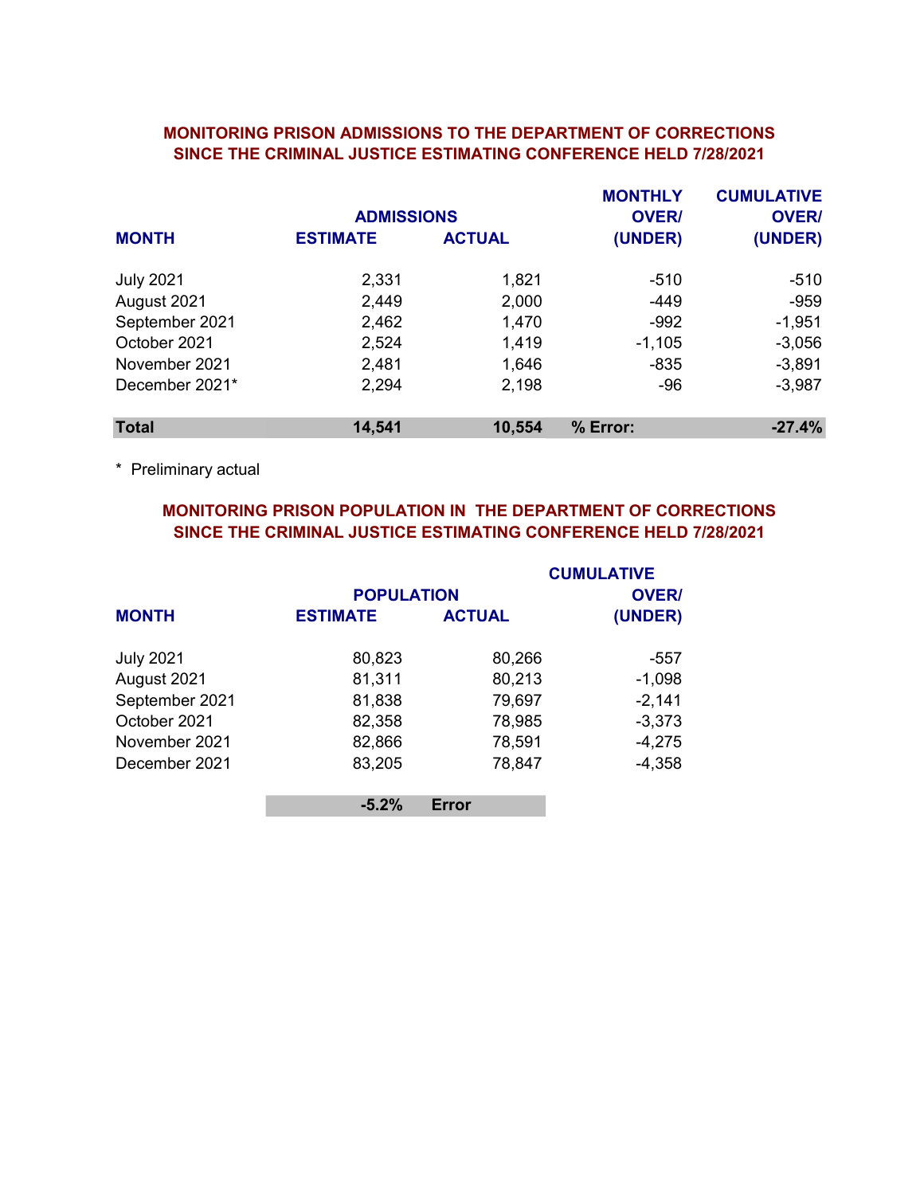## MONITORING PRISON ADMISSIONS TO THE DEPARTMENT OF CORRECTIONS SINCE THE CRIMINAL JUSTICE ESTIMATING CONFERENCE HELD 7/28/2021

| MONTH | ADMISSIONS ESTIMATE | ADMISSIONS ACTUAL | MONTHLY OVER/ (UNDER) | CUMULATIVE OVER/ (UNDER) |
|---|---|---|---|---|
| July 2021 | 2,331 | 1,821 | -510 | -510 |
| August 2021 | 2,449 | 2,000 | -449 | -959 |
| September 2021 | 2,462 | 1,470 | -992 | -1,951 |
| October 2021 | 2,524 | 1,419 | -1,105 | -3,056 |
| November 2021 | 2,481 | 1,646 | -835 | -3,891 |
| December 2021* | 2,294 | 2,198 | -96 | -3,987 |
| **Total** | **14,541** | **10,554** | **% Error:** | **-27.4%** |

\* Preliminary actual

## MONITORING PRISON POPULATION IN THE DEPARTMENT OF CORRECTIONS SINCE THE CRIMINAL JUSTICE ESTIMATING CONFERENCE HELD 7/28/2021

| MONTH | POPULATION ESTIMATE | POPULATION ACTUAL | CUMULATIVE OVER/ (UNDER) |
|---|---|---|---|
| July 2021 | 80,823 | 80,266 | -557 |
| August 2021 | 81,311 | 80,213 | -1,098 |
| September 2021 | 81,838 | 79,697 | -2,141 |
| October 2021 | 82,358 | 78,985 | -3,373 |
| November 2021 | 82,866 | 78,591 | -4,275 |
| December 2021 | 83,205 | 78,847 | -4,358 |
| | **-5.2%** | **Error** | |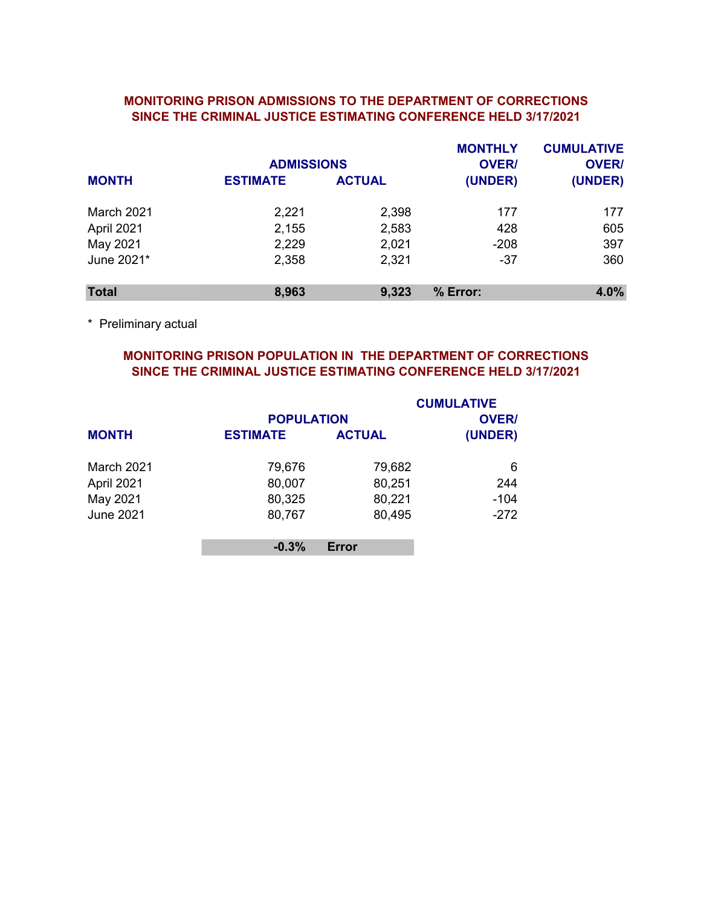## MONITORING PRISON ADMISSIONS TO THE DEPARTMENT OF CORRECTIONS SINCE THE CRIMINAL JUSTICE ESTIMATING CONFERENCE HELD 3/17/2021

| MONTH | ADMISSIONS ESTIMATE | ADMISSIONS ACTUAL | MONTHLY OVER/ (UNDER) | CUMULATIVE OVER/ (UNDER) |
|---|---|---|---|---|
| March 2021 | 2,221 | 2,398 | 177 | 177 |
| April 2021 | 2,155 | 2,583 | 428 | 605 |
| May 2021 | 2,229 | 2,021 | -208 | 397 |
| June 2021* | 2,358 | 2,321 | -37 | 360 |
| **Total** | **8,963** | **9,323** | **% Error:** | **4.0%** |

\* Preliminary actual

## MONITORING PRISON POPULATION IN THE DEPARTMENT OF CORRECTIONS SINCE THE CRIMINAL JUSTICE ESTIMATING CONFERENCE HELD 3/17/2021

| MONTH | POPULATION ESTIMATE | POPULATION ACTUAL | CUMULATIVE OVER/ (UNDER) |
|---|---|---|---|
| March 2021 | 79,676 | 79,682 | 6 |
| April 2021 | 80,007 | 80,251 | 244 |
| May 2021 | 80,325 | 80,221 | -104 |
| June 2021 | 80,767 | 80,495 | -272 |
| | **-0.3%** | **Error** | |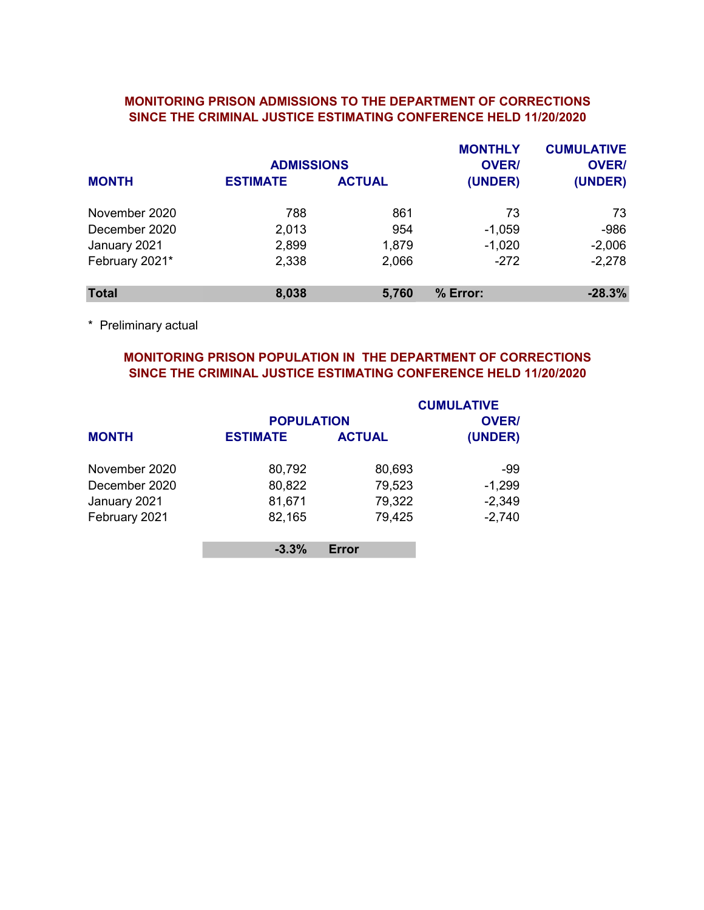## MONITORING PRISON ADMISSIONS TO THE DEPARTMENT OF CORRECTIONS SINCE THE CRIMINAL JUSTICE ESTIMATING CONFERENCE HELD 11/20/2020

| MONTH | ADMISSIONS ESTIMATE | ADMISSIONS ACTUAL | MONTHLY OVER/ (UNDER) | CUMULATIVE OVER/ (UNDER) |
|---|---|---|---|---|
| November 2020 | 788 | 861 | 73 | 73 |
| December 2020 | 2,013 | 954 | -1,059 | -986 |
| January 2021 | 2,899 | 1,879 | -1,020 | -2,006 |
| February 2021* | 2,338 | 2,066 | -272 | -2,278 |
| **Total** | **8,038** | **5,760** | **% Error:** | **-28.3%** |

\* Preliminary actual

## MONITORING PRISON POPULATION IN THE DEPARTMENT OF CORRECTIONS SINCE THE CRIMINAL JUSTICE ESTIMATING CONFERENCE HELD 11/20/2020

| MONTH | POPULATION ESTIMATE | POPULATION ACTUAL | CUMULATIVE OVER/ (UNDER) |
|---|---|---|---|
| November 2020 | 80,792 | 80,693 | -99 |
| December 2020 | 80,822 | 79,523 | -1,299 |
| January 2021 | 81,671 | 79,322 | -2,349 |
| February 2021 | 82,165 | 79,425 | -2,740 |
| | **-3.3%** | **Error** | |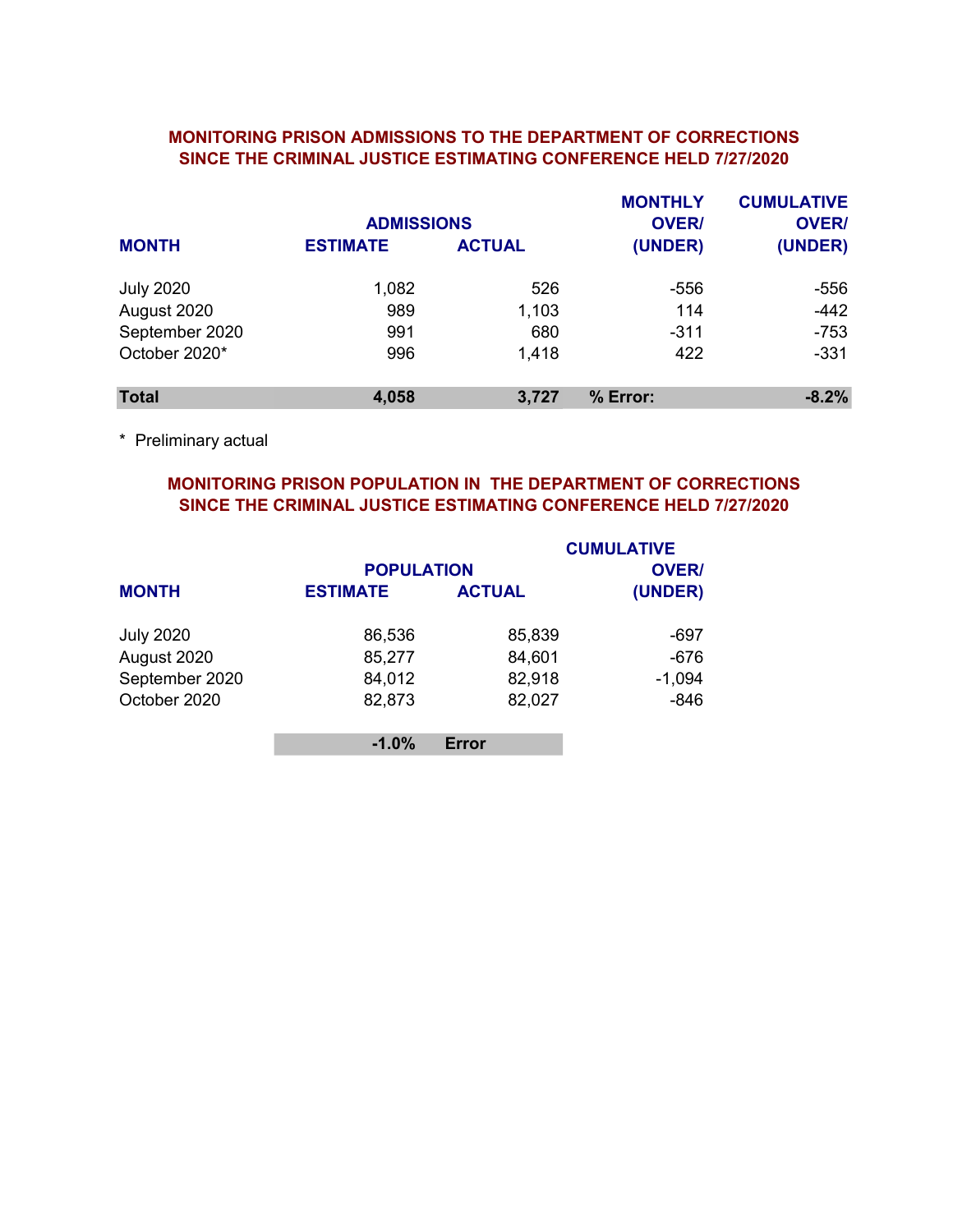## MONITORING PRISON ADMISSIONS TO THE DEPARTMENT OF CORRECTIONS SINCE THE CRIMINAL JUSTICE ESTIMATING CONFERENCE HELD 7/27/2020

| MONTH | ADMISSIONS ESTIMATE | ADMISSIONS ACTUAL | MONTHLY OVER/ (UNDER) | CUMULATIVE OVER/ (UNDER) |
|---|---|---|---|---|
| July 2020 | 1,082 | 526 | -556 | -556 |
| August 2020 | 989 | 1,103 | 114 | -442 |
| September 2020 | 991 | 680 | -311 | -753 |
| October 2020* | 996 | 1,418 | 422 | -331 |
| **Total** | **4,058** | **3,727** | **% Error:** | **-8.2%** |

\* Preliminary actual

## MONITORING PRISON POPULATION IN THE DEPARTMENT OF CORRECTIONS SINCE THE CRIMINAL JUSTICE ESTIMATING CONFERENCE HELD 7/27/2020

| MONTH | POPULATION ESTIMATE | POPULATION ACTUAL | CUMULATIVE OVER/ (UNDER) |
|---|---|---|---|
| July 2020 | 86,536 | 85,839 | -697 |
| August 2020 | 85,277 | 84,601 | -676 |
| September 2020 | 84,012 | 82,918 | -1,094 |
| October 2020 | 82,873 | 82,027 | -846 |
| | **-1.0%** | **Error** | |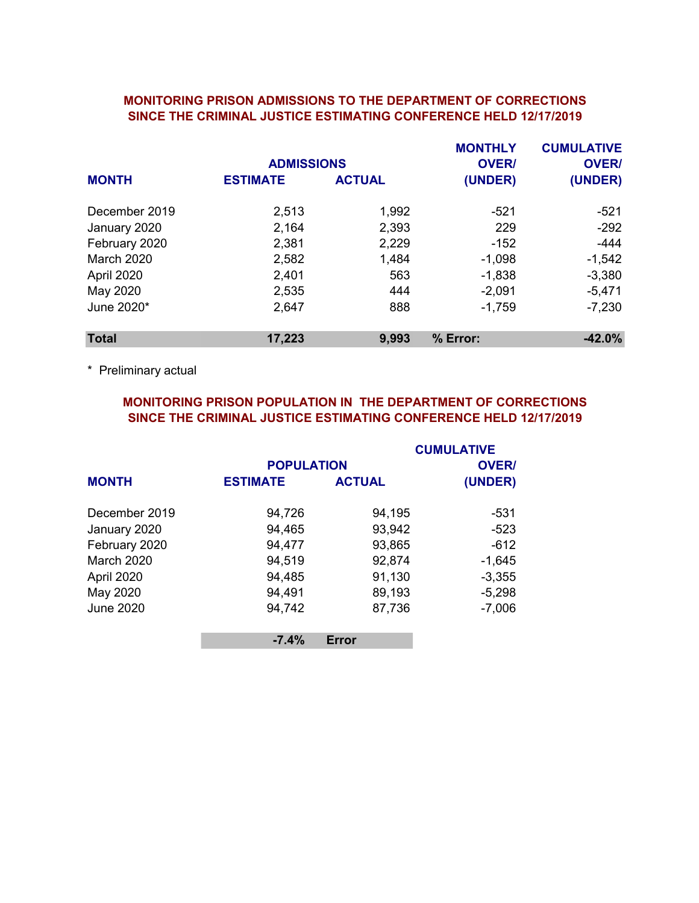## MONITORING PRISON ADMISSIONS TO THE DEPARTMENT OF CORRECTIONS SINCE THE CRIMINAL JUSTICE ESTIMATING CONFERENCE HELD 12/17/2019

| MONTH | ADMISSIONS ESTIMATE | ADMISSIONS ACTUAL | MONTHLY OVER/ (UNDER) | CUMULATIVE OVER/ (UNDER) |
|---|---|---|---|---|
| December 2019 | 2,513 | 1,992 | -521 | -521 |
| January 2020 | 2,164 | 2,393 | 229 | -292 |
| February 2020 | 2,381 | 2,229 | -152 | -444 |
| March 2020 | 2,582 | 1,484 | -1,098 | -1,542 |
| April 2020 | 2,401 | 563 | -1,838 | -3,380 |
| May 2020 | 2,535 | 444 | -2,091 | -5,471 |
| June 2020* | 2,647 | 888 | -1,759 | -7,230 |
| **Total** | **17,223** | **9,993** | **% Error:** | **-42.0%** |

\* Preliminary actual

## MONITORING PRISON POPULATION IN THE DEPARTMENT OF CORRECTIONS SINCE THE CRIMINAL JUSTICE ESTIMATING CONFERENCE HELD 12/17/2019

| MONTH | POPULATION ESTIMATE | POPULATION ACTUAL | CUMULATIVE OVER/ (UNDER) |
|---|---|---|---|
| December 2019 | 94,726 | 94,195 | -531 |
| January 2020 | 94,465 | 93,942 | -523 |
| February 2020 | 94,477 | 93,865 | -612 |
| March 2020 | 94,519 | 92,874 | -1,645 |
| April 2020 | 94,485 | 91,130 | -3,355 |
| May 2020 | 94,491 | 89,193 | -5,298 |
| June 2020 | 94,742 | 87,736 | -7,006 |
| | **-7.4%** | **Error** | |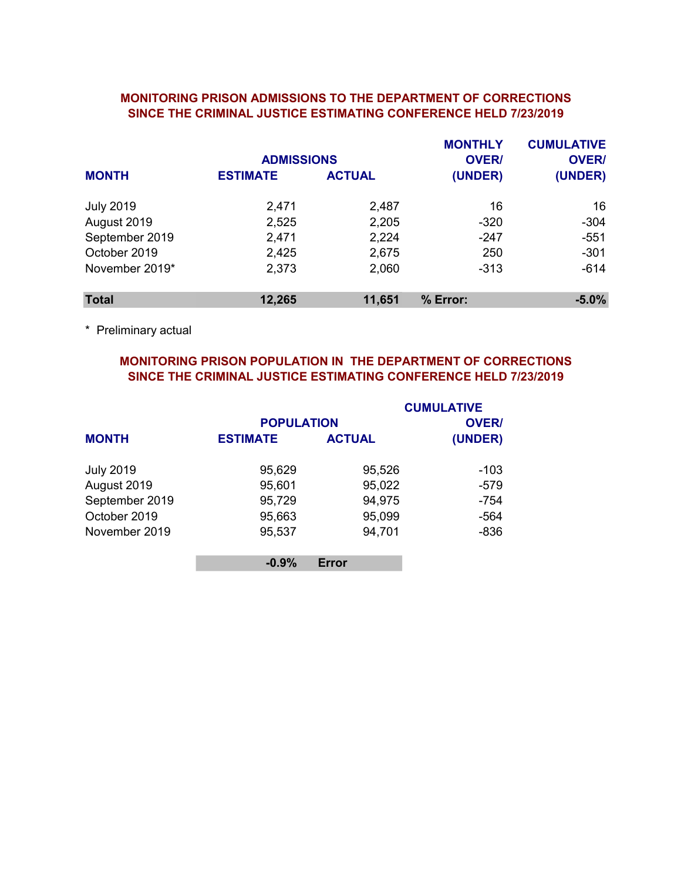## MONITORING PRISON ADMISSIONS TO THE DEPARTMENT OF CORRECTIONS SINCE THE CRIMINAL JUSTICE ESTIMATING CONFERENCE HELD 7/23/2019

| MONTH | ADMISSIONS ESTIMATE | ADMISSIONS ACTUAL | MONTHLY OVER/ (UNDER) | CUMULATIVE OVER/ (UNDER) |
|---|---|---|---|---|
| July 2019 | 2,471 | 2,487 | 16 | 16 |
| August 2019 | 2,525 | 2,205 | -320 | -304 |
| September 2019 | 2,471 | 2,224 | -247 | -551 |
| October 2019 | 2,425 | 2,675 | 250 | -301 |
| November 2019* | 2,373 | 2,060 | -313 | -614 |
| **Total** | **12,265** | **11,651** | **% Error:** | **-5.0%** |

\* Preliminary actual

## MONITORING PRISON POPULATION IN THE DEPARTMENT OF CORRECTIONS SINCE THE CRIMINAL JUSTICE ESTIMATING CONFERENCE HELD 7/23/2019

| MONTH | POPULATION ESTIMATE | POPULATION ACTUAL | CUMULATIVE OVER/ (UNDER) |
|---|---|---|---|
| July 2019 | 95,629 | 95,526 | -103 |
| August 2019 | 95,601 | 95,022 | -579 |
| September 2019 | 95,729 | 94,975 | -754 |
| October 2019 | 95,663 | 95,099 | -564 |
| November 2019 | 95,537 | 94,701 | -836 |
| | **-0.9%** | **Error** | |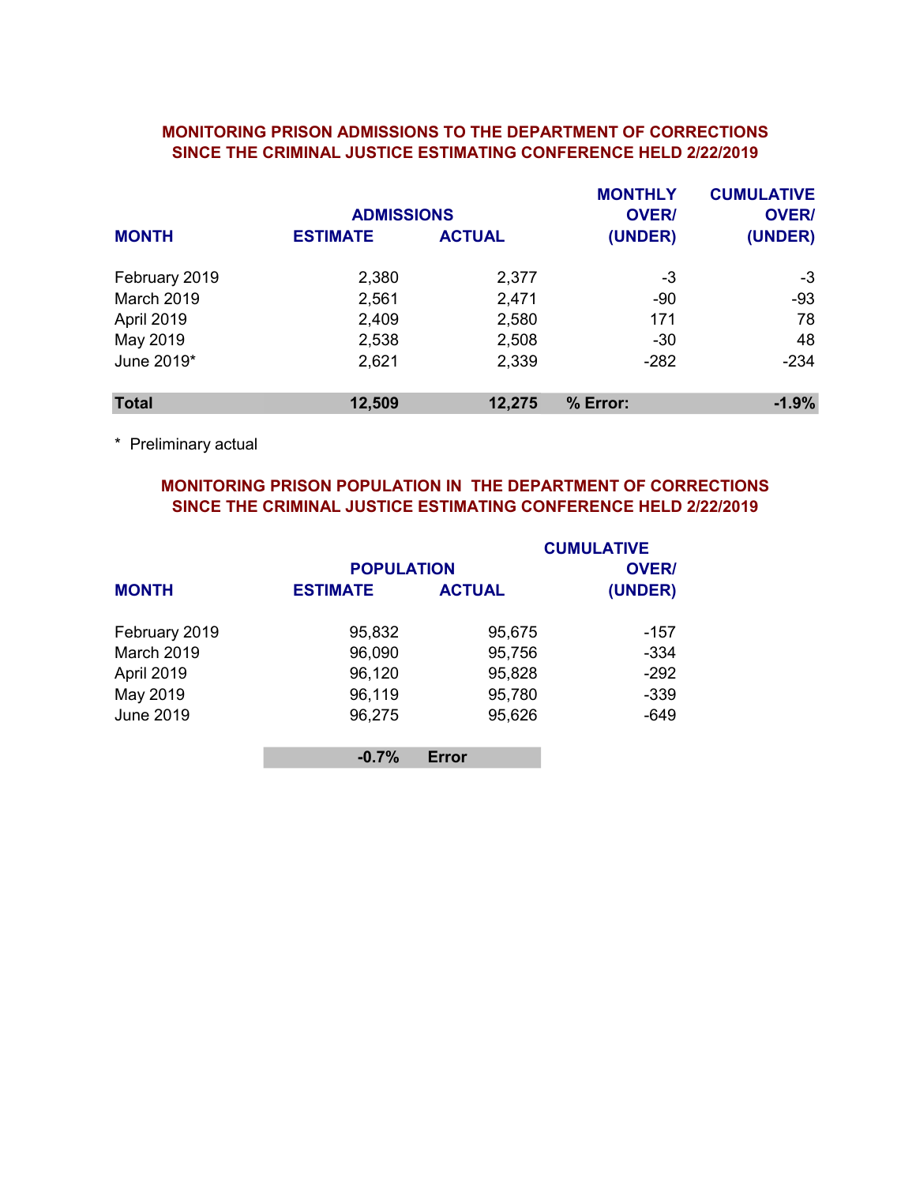## MONITORING PRISON ADMISSIONS TO THE DEPARTMENT OF CORRECTIONS SINCE THE CRIMINAL JUSTICE ESTIMATING CONFERENCE HELD 2/22/2019

| MONTH | ADMISSIONS ESTIMATE | ADMISSIONS ACTUAL | MONTHLY OVER/ (UNDER) | CUMULATIVE OVER/ (UNDER) |
|---|---|---|---|---|
| February 2019 | 2,380 | 2,377 | -3 | -3 |
| March 2019 | 2,561 | 2,471 | -90 | -93 |
| April 2019 | 2,409 | 2,580 | 171 | 78 |
| May 2019 | 2,538 | 2,508 | -30 | 48 |
| June 2019* | 2,621 | 2,339 | -282 | -234 |
| **Total** | **12,509** | **12,275** | **% Error:** | **-1.9%** |

\* Preliminary actual

## MONITORING PRISON POPULATION IN THE DEPARTMENT OF CORRECTIONS SINCE THE CRIMINAL JUSTICE ESTIMATING CONFERENCE HELD 2/22/2019

| MONTH | POPULATION ESTIMATE | POPULATION ACTUAL | CUMULATIVE OVER/ (UNDER) |
|---|---|---|---|
| February 2019 | 95,832 | 95,675 | -157 |
| March 2019 | 96,090 | 95,756 | -334 |
| April 2019 | 96,120 | 95,828 | -292 |
| May 2019 | 96,119 | 95,780 | -339 |
| June 2019 | 96,275 | 95,626 | -649 |
| | **-0.7%** | **Error** | |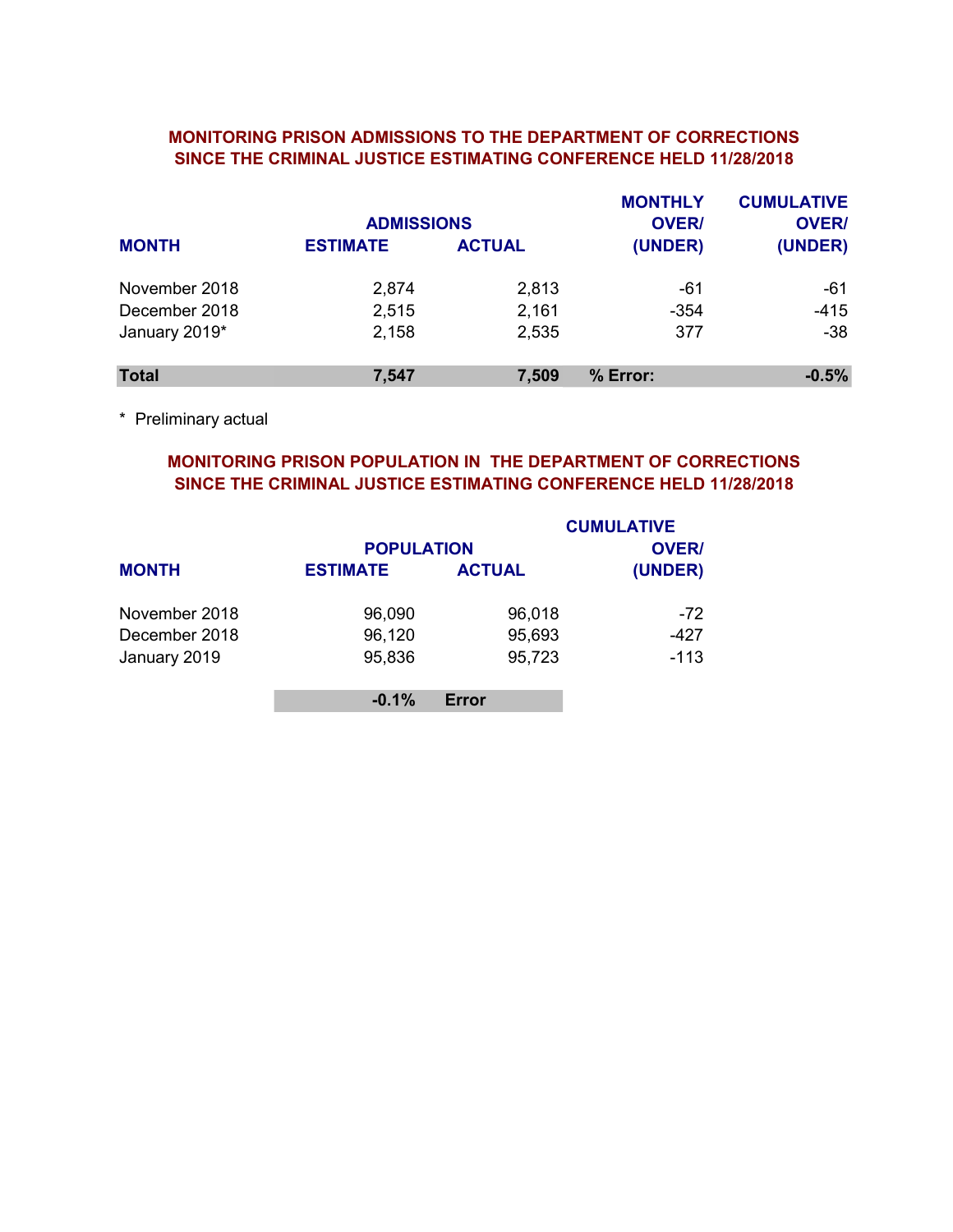## MONITORING PRISON ADMISSIONS TO THE DEPARTMENT OF CORRECTIONS SINCE THE CRIMINAL JUSTICE ESTIMATING CONFERENCE HELD 11/28/2018

| MONTH | ADMISSIONS ESTIMATE | ADMISSIONS ACTUAL | MONTHLY OVER/ (UNDER) | CUMULATIVE OVER/ (UNDER) |
|---|---|---|---|---|
| November 2018 | 2,874 | 2,813 | -61 | -61 |
| December 2018 | 2,515 | 2,161 | -354 | -415 |
| January 2019* | 2,158 | 2,535 | 377 | -38 |
| **Total** | **7,547** | **7,509** | **% Error:** | **-0.5%** |

\* Preliminary actual

## MONITORING PRISON POPULATION IN THE DEPARTMENT OF CORRECTIONS SINCE THE CRIMINAL JUSTICE ESTIMATING CONFERENCE HELD 11/28/2018

| MONTH | POPULATION ESTIMATE | POPULATION ACTUAL | CUMULATIVE OVER/ (UNDER) |
|---|---|---|---|
| November 2018 | 96,090 | 96,018 | -72 |
| December 2018 | 96,120 | 95,693 | -427 |
| January 2019 | 95,836 | 95,723 | -113 |
| | **-0.1%** | **Error** | |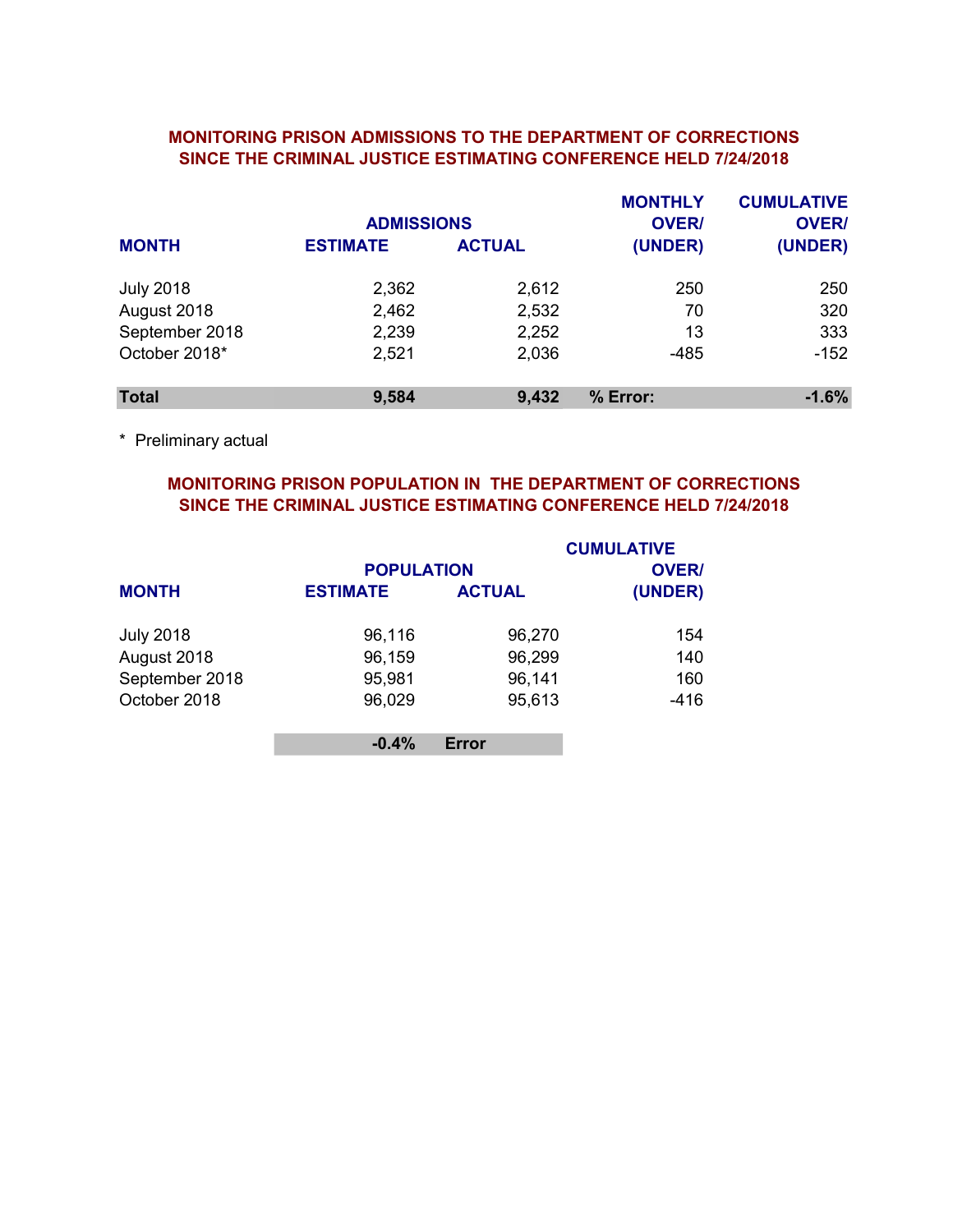## MONITORING PRISON ADMISSIONS TO THE DEPARTMENT OF CORRECTIONS SINCE THE CRIMINAL JUSTICE ESTIMATING CONFERENCE HELD 7/24/2018

| MONTH | ADMISSIONS ESTIMATE | ADMISSIONS ACTUAL | MONTHLY OVER/ (UNDER) | CUMULATIVE OVER/ (UNDER) |
|---|---|---|---|---|
| July 2018 | 2,362 | 2,612 | 250 | 250 |
| August 2018 | 2,462 | 2,532 | 70 | 320 |
| September 2018 | 2,239 | 2,252 | 13 | 333 |
| October 2018* | 2,521 | 2,036 | -485 | -152 |
| **Total** | **9,584** | **9,432** | **% Error:** | **-1.6%** |

\* Preliminary actual

## MONITORING PRISON POPULATION IN THE DEPARTMENT OF CORRECTIONS SINCE THE CRIMINAL JUSTICE ESTIMATING CONFERENCE HELD 7/24/2018

| MONTH | POPULATION ESTIMATE | POPULATION ACTUAL | CUMULATIVE OVER/ (UNDER) |
|---|---|---|---|
| July 2018 | 96,116 | 96,270 | 154 |
| August 2018 | 96,159 | 96,299 | 140 |
| September 2018 | 95,981 | 96,141 | 160 |
| October 2018 | 96,029 | 95,613 | -416 |
| | **-0.4%** | **Error** | |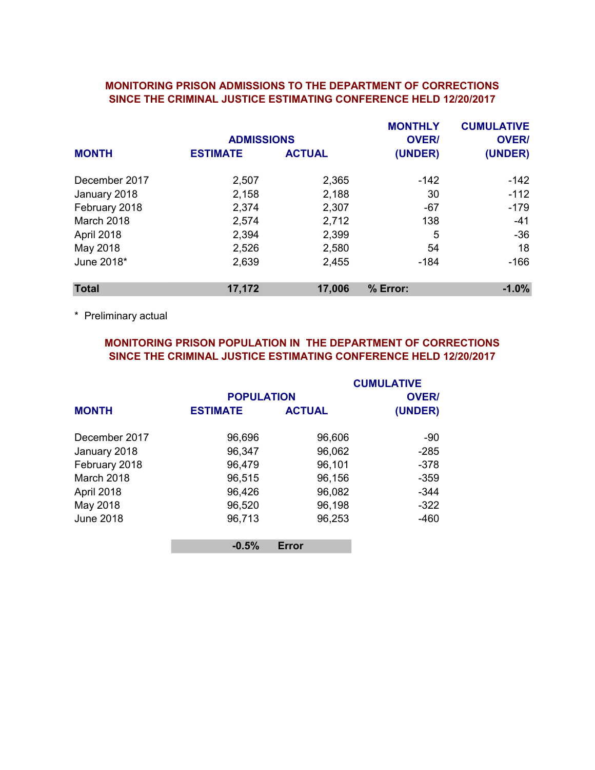## MONITORING PRISON ADMISSIONS TO THE DEPARTMENT OF CORRECTIONS SINCE THE CRIMINAL JUSTICE ESTIMATING CONFERENCE HELD 12/20/2017

| MONTH | ADMISSIONS ESTIMATE | ADMISSIONS ACTUAL | MONTHLY OVER/ (UNDER) | CUMULATIVE OVER/ (UNDER) |
|---|---|---|---|---|
| December 2017 | 2,507 | 2,365 | -142 | -142 |
| January 2018 | 2,158 | 2,188 | 30 | -112 |
| February 2018 | 2,374 | 2,307 | -67 | -179 |
| March 2018 | 2,574 | 2,712 | 138 | -41 |
| April 2018 | 2,394 | 2,399 | 5 | -36 |
| May 2018 | 2,526 | 2,580 | 54 | 18 |
| June 2018* | 2,639 | 2,455 | -184 | -166 |
| **Total** | **17,172** | **17,006** | **% Error:** | **-1.0%** |

\* Preliminary actual

## MONITORING PRISON POPULATION IN THE DEPARTMENT OF CORRECTIONS SINCE THE CRIMINAL JUSTICE ESTIMATING CONFERENCE HELD 12/20/2017

| MONTH | POPULATION ESTIMATE | POPULATION ACTUAL | CUMULATIVE OVER/ (UNDER) |
|---|---|---|---|
| December 2017 | 96,696 | 96,606 | -90 |
| January 2018 | 96,347 | 96,062 | -285 |
| February 2018 | 96,479 | 96,101 | -378 |
| March 2018 | 96,515 | 96,156 | -359 |
| April 2018 | 96,426 | 96,082 | -344 |
| May 2018 | 96,520 | 96,198 | -322 |
| June 2018 | 96,713 | 96,253 | -460 |
| | **-0.5%** | **Error** | |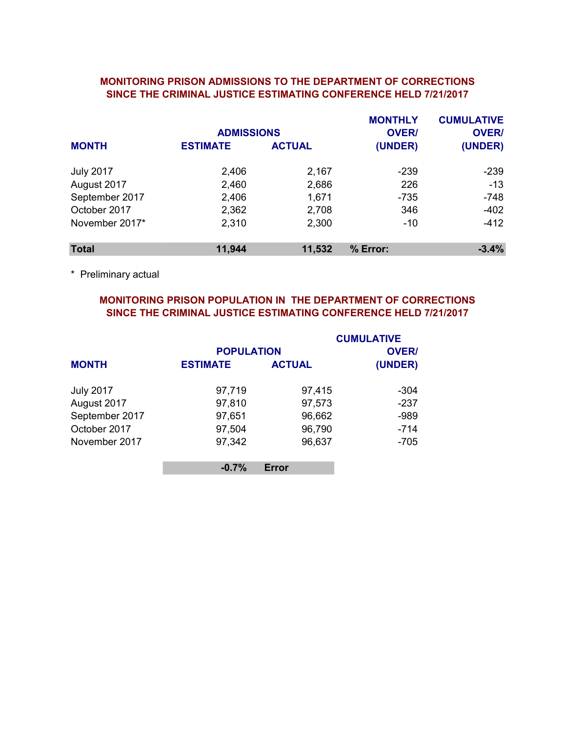## MONITORING PRISON ADMISSIONS TO THE DEPARTMENT OF CORRECTIONS SINCE THE CRIMINAL JUSTICE ESTIMATING CONFERENCE HELD 7/21/2017

| MONTH | ADMISSIONS ESTIMATE | ADMISSIONS ACTUAL | MONTHLY OVER/ (UNDER) | CUMULATIVE OVER/ (UNDER) |
|---|---|---|---|---|
| July 2017 | 2,406 | 2,167 | -239 | -239 |
| August 2017 | 2,460 | 2,686 | 226 | -13 |
| September 2017 | 2,406 | 1,671 | -735 | -748 |
| October 2017 | 2,362 | 2,708 | 346 | -402 |
| November 2017* | 2,310 | 2,300 | -10 | -412 |
| **Total** | **11,944** | **11,532** | **% Error:** | **-3.4%** |

* Preliminary actual

## MONITORING PRISON POPULATION IN THE DEPARTMENT OF CORRECTIONS SINCE THE CRIMINAL JUSTICE ESTIMATING CONFERENCE HELD 7/21/2017

| MONTH | POPULATION ESTIMATE | POPULATION ACTUAL | CUMULATIVE OVER/ (UNDER) |
|---|---|---|---|
| July 2017 | 97,719 | 97,415 | -304 |
| August 2017 | 97,810 | 97,573 | -237 |
| September 2017 | 97,651 | 96,662 | -989 |
| October 2017 | 97,504 | 96,790 | -714 |
| November 2017 | 97,342 | 96,637 | -705 |
| | **-0.7%** | **Error** | |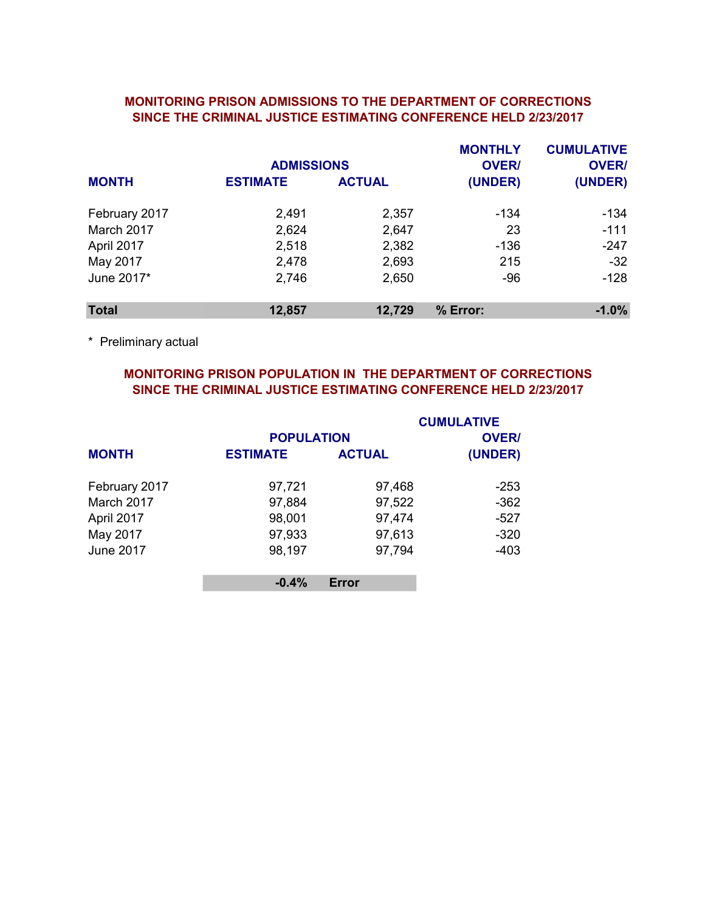## MONITORING PRISON ADMISSIONS TO THE DEPARTMENT OF CORRECTIONS SINCE THE CRIMINAL JUSTICE ESTIMATING CONFERENCE HELD 2/23/2017

| MONTH | ADMISSIONS ESTIMATE | ADMISSIONS ACTUAL | MONTHLY OVER/ (UNDER) | CUMULATIVE OVER/ (UNDER) |
|---|---|---|---|---|
| February 2017 | 2,491 | 2,357 | -134 | -134 |
| March 2017 | 2,624 | 2,647 | 23 | -111 |
| April 2017 | 2,518 | 2,382 | -136 | -247 |
| May 2017 | 2,478 | 2,693 | 215 | -32 |
| June 2017* | 2,746 | 2,650 | -96 | -128 |
| **Total** | **12,857** | **12,729** | **% Error:** | **-1.0%** |

\* Preliminary actual

## MONITORING PRISON POPULATION IN THE DEPARTMENT OF CORRECTIONS SINCE THE CRIMINAL JUSTICE ESTIMATING CONFERENCE HELD 2/23/2017

| MONTH | POPULATION ESTIMATE | POPULATION ACTUAL | CUMULATIVE OVER/ (UNDER) |
|---|---|---|---|
| February 2017 | 97,721 | 97,468 | -253 |
| March 2017 | 97,884 | 97,522 | -362 |
| April 2017 | 98,001 | 97,474 | -527 |
| May 2017 | 97,933 | 97,613 | -320 |
| June 2017 | 98,197 | 97,794 | -403 |
| | **-0.4%** | **Error** | |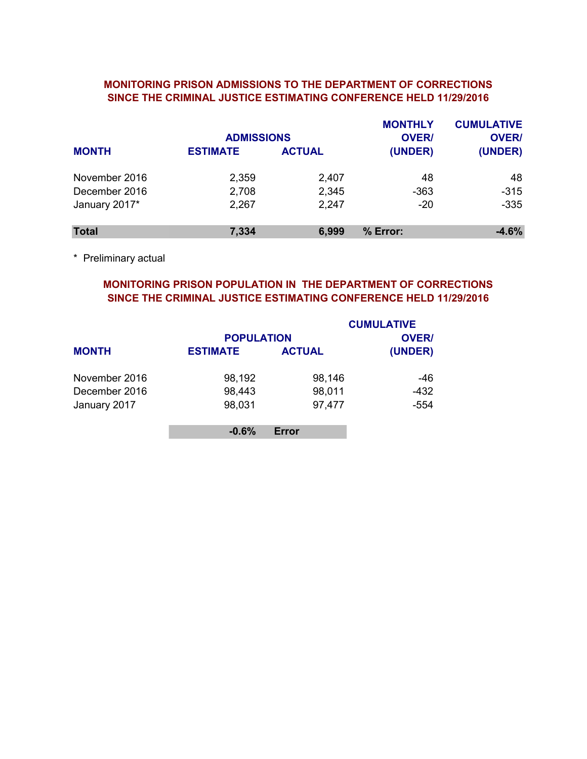## MONITORING PRISON ADMISSIONS TO THE DEPARTMENT OF CORRECTIONS SINCE THE CRIMINAL JUSTICE ESTIMATING CONFERENCE HELD 11/29/2016

| MONTH | ADMISSIONS ESTIMATE | ADMISSIONS ACTUAL | MONTHLY OVER/ (UNDER) | CUMULATIVE OVER/ (UNDER) |
|---|---|---|---|---|
| November 2016 | 2,359 | 2,407 | 48 | 48 |
| December 2016 | 2,708 | 2,345 | -363 | -315 |
| January 2017* | 2,267 | 2,247 | -20 | -335 |
| **Total** | **7,334** | **6,999** | **% Error:** | **-4.6%** |

\* Preliminary actual

## MONITORING PRISON POPULATION IN THE DEPARTMENT OF CORRECTIONS SINCE THE CRIMINAL JUSTICE ESTIMATING CONFERENCE HELD 11/29/2016

| MONTH | POPULATION ESTIMATE | POPULATION ACTUAL | CUMULATIVE OVER/ (UNDER) |
|---|---|---|---|
| November 2016 | 98,192 | 98,146 | -46 |
| December 2016 | 98,443 | 98,011 | -432 |
| January 2017 | 98,031 | 97,477 | -554 |
| | **-0.6%** | **Error** | |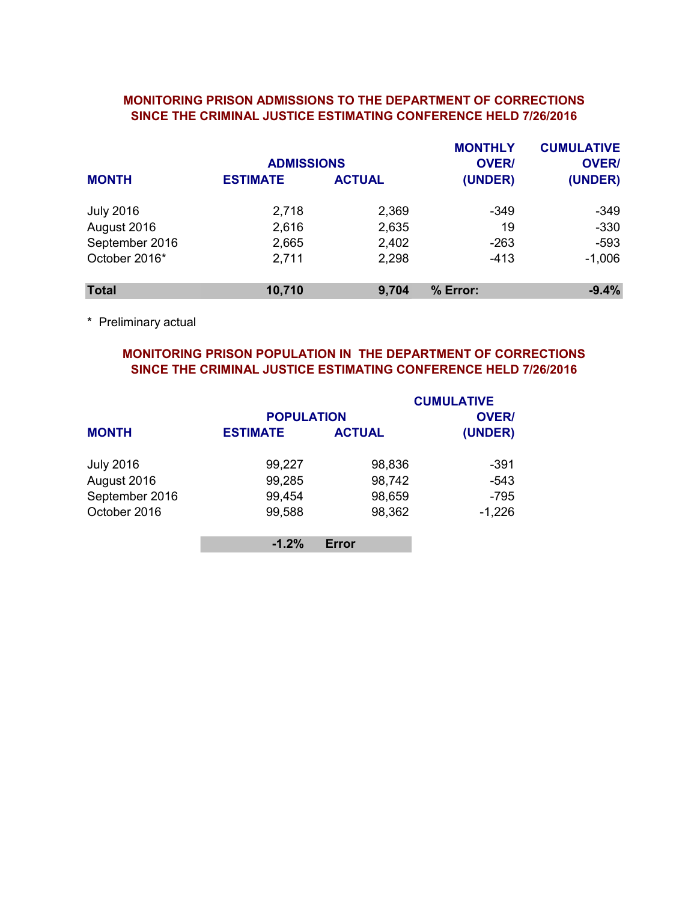## MONITORING PRISON ADMISSIONS TO THE DEPARTMENT OF CORRECTIONS SINCE THE CRIMINAL JUSTICE ESTIMATING CONFERENCE HELD 7/26/2016

| MONTH | ADMISSIONS ESTIMATE | ADMISSIONS ACTUAL | MONTHLY OVER/ (UNDER) | CUMULATIVE OVER/ (UNDER) |
|---|---|---|---|---|
| July 2016 | 2,718 | 2,369 | -349 | -349 |
| August 2016 | 2,616 | 2,635 | 19 | -330 |
| September 2016 | 2,665 | 2,402 | -263 | -593 |
| October 2016* | 2,711 | 2,298 | -413 | -1,006 |
| **Total** | **10,710** | **9,704** | **% Error:** | **-9.4%** |

\* Preliminary actual

## MONITORING PRISON POPULATION IN THE DEPARTMENT OF CORRECTIONS SINCE THE CRIMINAL JUSTICE ESTIMATING CONFERENCE HELD 7/26/2016

| MONTH | POPULATION ESTIMATE | POPULATION ACTUAL | CUMULATIVE OVER/ (UNDER) |
|---|---|---|---|
| July 2016 | 99,227 | 98,836 | -391 |
| August 2016 | 99,285 | 98,742 | -543 |
| September 2016 | 99,454 | 98,659 | -795 |
| October 2016 | 99,588 | 98,362 | -1,226 |
| | **-1.2%** | **Error** | |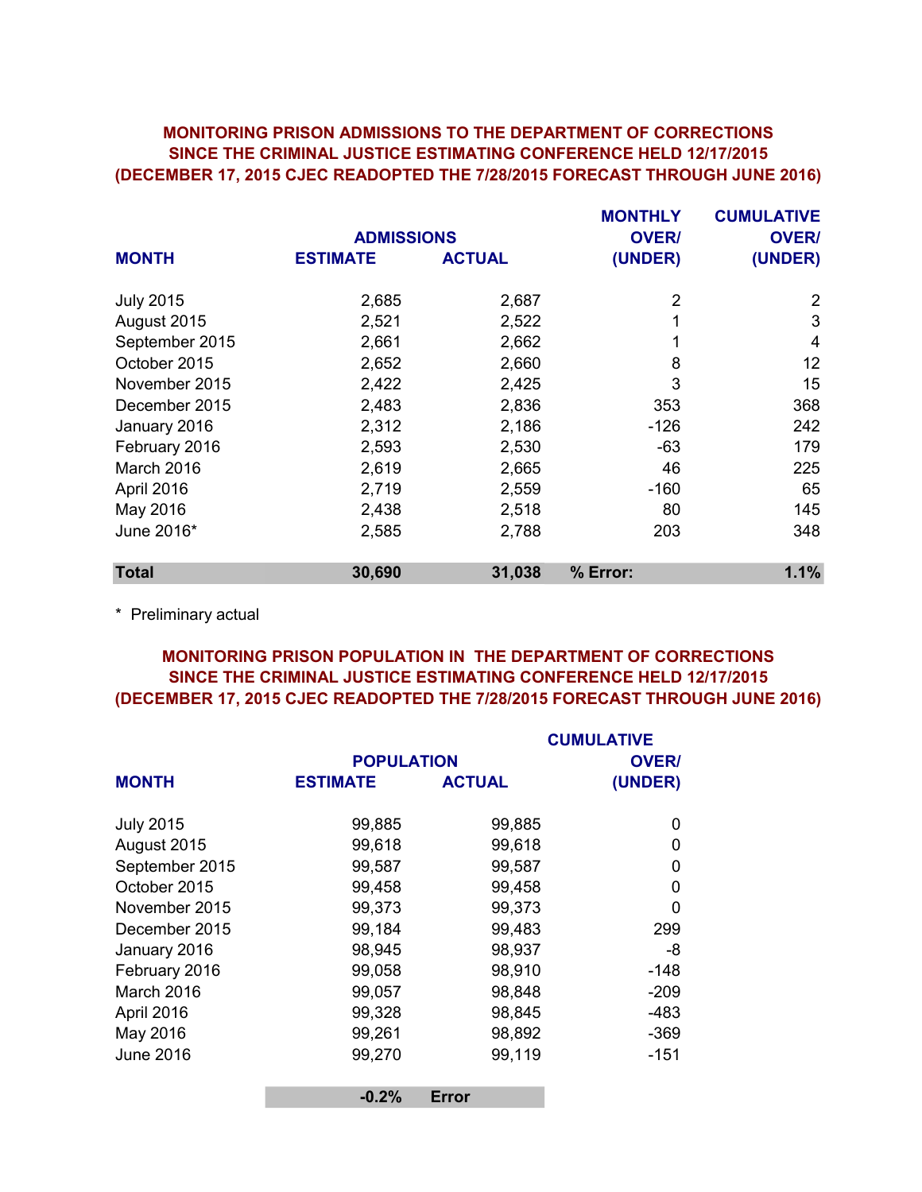## MONITORING PRISON ADMISSIONS TO THE DEPARTMENT OF CORRECTIONS SINCE THE CRIMINAL JUSTICE ESTIMATING CONFERENCE HELD 12/17/2015 (DECEMBER 17, 2015 CJEC READOPTED THE 7/28/2015 FORECAST THROUGH JUNE 2016)

| MONTH | ADMISSIONS ESTIMATE | ADMISSIONS ACTUAL | MONTHLY OVER/ (UNDER) | CUMULATIVE OVER/ (UNDER) |
|---|---|---|---|---|
| July 2015 | 2,685 | 2,687 | 2 | 2 |
| August 2015 | 2,521 | 2,522 | 1 | 3 |
| September 2015 | 2,661 | 2,662 | 1 | 4 |
| October 2015 | 2,652 | 2,660 | 8 | 12 |
| November 2015 | 2,422 | 2,425 | 3 | 15 |
| December 2015 | 2,483 | 2,836 | 353 | 368 |
| January 2016 | 2,312 | 2,186 | -126 | 242 |
| February 2016 | 2,593 | 2,530 | -63 | 179 |
| March 2016 | 2,619 | 2,665 | 46 | 225 |
| April 2016 | 2,719 | 2,559 | -160 | 65 |
| May 2016 | 2,438 | 2,518 | 80 | 145 |
| June 2016* | 2,585 | 2,788 | 203 | 348 |
| **Total** | **30,690** | **31,038** | **% Error:** | **1.1%** |

\* Preliminary actual

## MONITORING PRISON POPULATION IN THE DEPARTMENT OF CORRECTIONS SINCE THE CRIMINAL JUSTICE ESTIMATING CONFERENCE HELD 12/17/2015 (DECEMBER 17, 2015 CJEC READOPTED THE 7/28/2015 FORECAST THROUGH JUNE 2016)

| MONTH | POPULATION ESTIMATE | POPULATION ACTUAL | CUMULATIVE OVER/ (UNDER) |
|---|---|---|---|
| July 2015 | 99,885 | 99,885 | 0 |
| August 2015 | 99,618 | 99,618 | 0 |
| September 2015 | 99,587 | 99,587 | 0 |
| October 2015 | 99,458 | 99,458 | 0 |
| November 2015 | 99,373 | 99,373 | 0 |
| December 2015 | 99,184 | 99,483 | 299 |
| January 2016 | 98,945 | 98,937 | -8 |
| February 2016 | 99,058 | 98,910 | -148 |
| March 2016 | 99,057 | 98,848 | -209 |
| April 2016 | 99,328 | 98,845 | -483 |
| May 2016 | 99,261 | 98,892 | -369 |
| June 2016 | 99,270 | 99,119 | -151 |
| | **-0.2%** | **Error** | |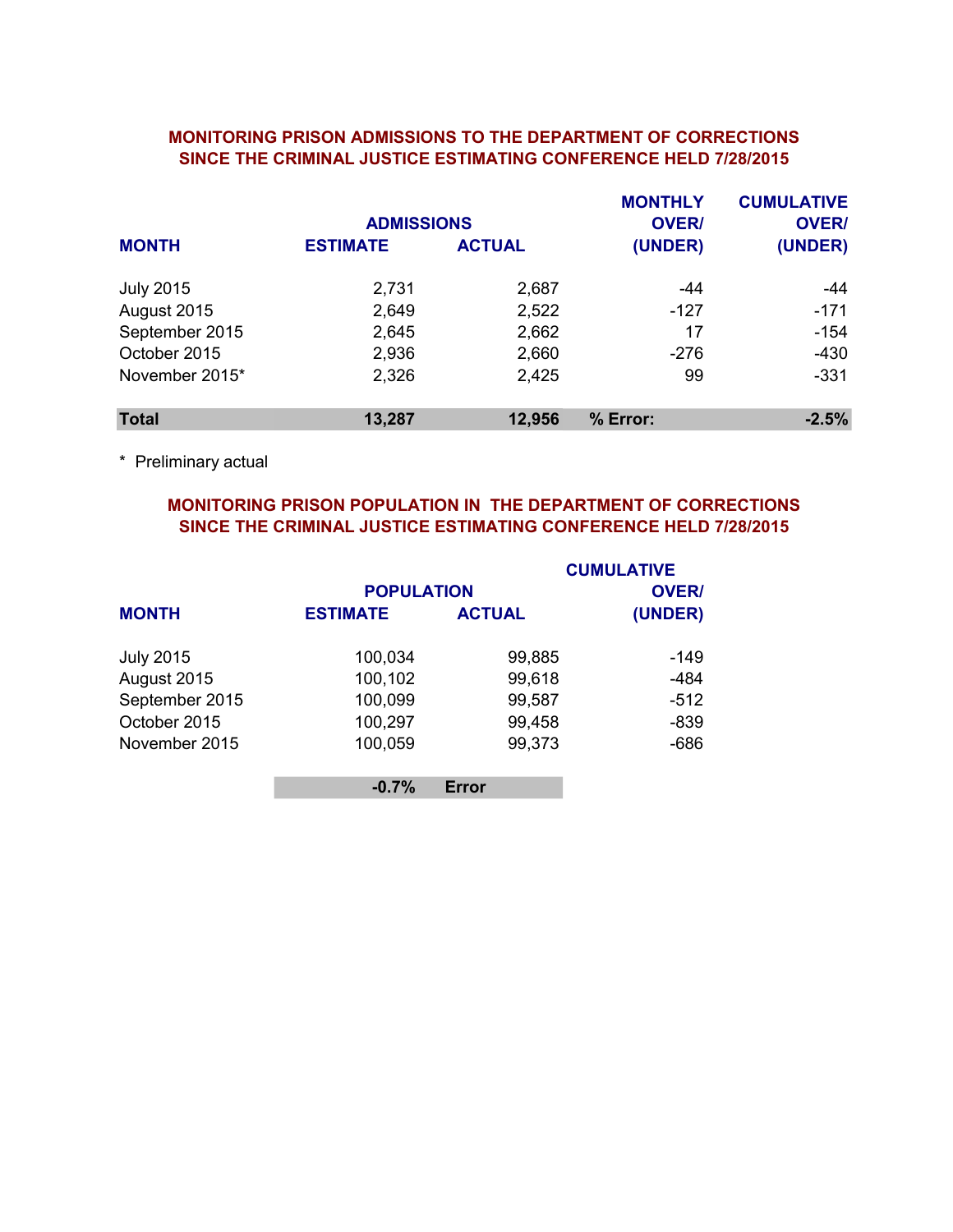## MONITORING PRISON ADMISSIONS TO THE DEPARTMENT OF CORRECTIONS SINCE THE CRIMINAL JUSTICE ESTIMATING CONFERENCE HELD 7/28/2015

| MONTH | ADMISSIONS ESTIMATE | ADMISSIONS ACTUAL | MONTHLY OVER/ (UNDER) | CUMULATIVE OVER/ (UNDER) |
|---|---|---|---|---|
| July 2015 | 2,731 | 2,687 | -44 | -44 |
| August 2015 | 2,649 | 2,522 | -127 | -171 |
| September 2015 | 2,645 | 2,662 | 17 | -154 |
| October 2015 | 2,936 | 2,660 | -276 | -430 |
| November 2015* | 2,326 | 2,425 | 99 | -331 |
| **Total** | **13,287** | **12,956** | **% Error:** | **-2.5%** |

* Preliminary actual

## MONITORING PRISON POPULATION IN THE DEPARTMENT OF CORRECTIONS SINCE THE CRIMINAL JUSTICE ESTIMATING CONFERENCE HELD 7/28/2015

| MONTH | POPULATION ESTIMATE | POPULATION ACTUAL | CUMULATIVE OVER/ (UNDER) |
|---|---|---|---|
| July 2015 | 100,034 | 99,885 | -149 |
| August 2015 | 100,102 | 99,618 | -484 |
| September 2015 | 100,099 | 99,587 | -512 |
| October 2015 | 100,297 | 99,458 | -839 |
| November 2015 | 100,059 | 99,373 | -686 |
| | **-0.7%** | **Error** | |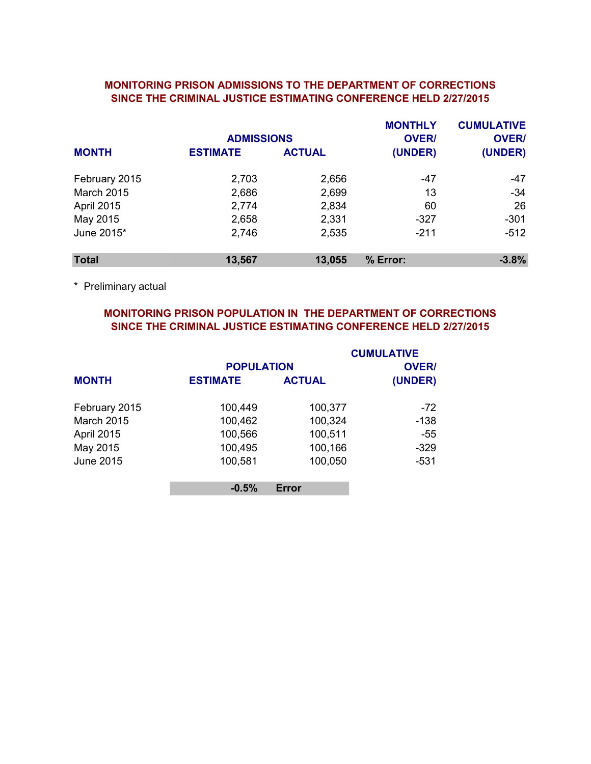## MONITORING PRISON ADMISSIONS TO THE DEPARTMENT OF CORRECTIONS SINCE THE CRIMINAL JUSTICE ESTIMATING CONFERENCE HELD 2/27/2015

| MONTH | ADMISSIONS ESTIMATE | ADMISSIONS ACTUAL | MONTHLY OVER/ (UNDER) | CUMULATIVE OVER/ (UNDER) |
|---|---|---|---|---|
| February 2015 | 2,703 | 2,656 | -47 | -47 |
| March 2015 | 2,686 | 2,699 | 13 | -34 |
| April 2015 | 2,774 | 2,834 | 60 | 26 |
| May 2015 | 2,658 | 2,331 | -327 | -301 |
| June 2015* | 2,746 | 2,535 | -211 | -512 |
| **Total** | **13,567** | **13,055** | **% Error:** | **-3.8%** |

\* Preliminary actual

## MONITORING PRISON POPULATION IN THE DEPARTMENT OF CORRECTIONS SINCE THE CRIMINAL JUSTICE ESTIMATING CONFERENCE HELD 2/27/2015

| MONTH | POPULATION ESTIMATE | POPULATION ACTUAL | CUMULATIVE OVER/ (UNDER) |
|---|---|---|---|
| February 2015 | 100,449 | 100,377 | -72 |
| March 2015 | 100,462 | 100,324 | -138 |
| April 2015 | 100,566 | 100,511 | -55 |
| May 2015 | 100,495 | 100,166 | -329 |
| June 2015 | 100,581 | 100,050 | -531 |
| | **-0.5%** | **Error** | |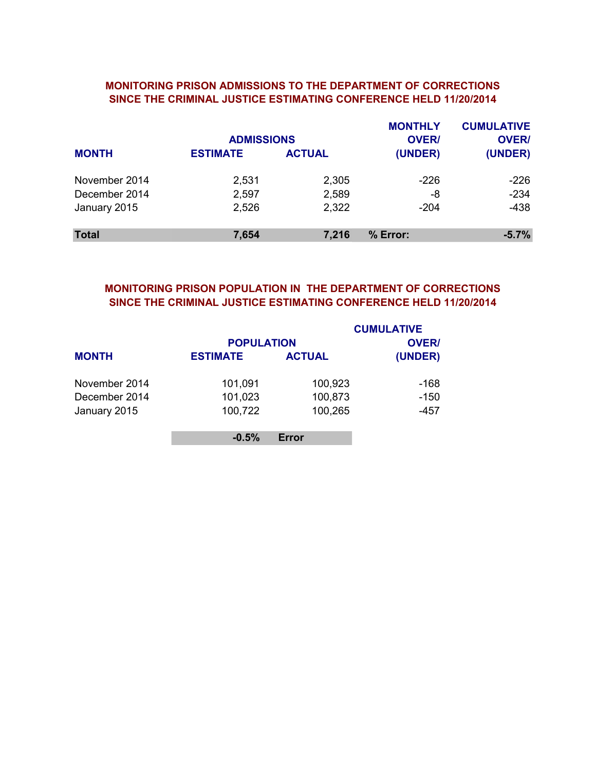## MONITORING PRISON ADMISSIONS TO THE DEPARTMENT OF CORRECTIONS SINCE THE CRIMINAL JUSTICE ESTIMATING CONFERENCE HELD 11/20/2014

| MONTH | ADMISSIONS ESTIMATE | ADMISSIONS ACTUAL | MONTHLY OVER/ (UNDER) | CUMULATIVE OVER/ (UNDER) |
|---|---|---|---|---|
| November 2014 | 2,531 | 2,305 | -226 | -226 |
| December 2014 | 2,597 | 2,589 | -8 | -234 |
| January 2015 | 2,526 | 2,322 | -204 | -438 |
| **Total** | **7,654** | **7,216** | **% Error:** | **-5.7%** |

## MONITORING PRISON POPULATION IN THE DEPARTMENT OF CORRECTIONS SINCE THE CRIMINAL JUSTICE ESTIMATING CONFERENCE HELD 11/20/2014

| MONTH | POPULATION ESTIMATE | POPULATION ACTUAL | CUMULATIVE OVER/ (UNDER) |
|---|---|---|---|
| November 2014 | 101,091 | 100,923 | -168 |
| December 2014 | 101,023 | 100,873 | -150 |
| January 2015 | 100,722 | 100,265 | -457 |
| | **-0.5%** | **Error** | |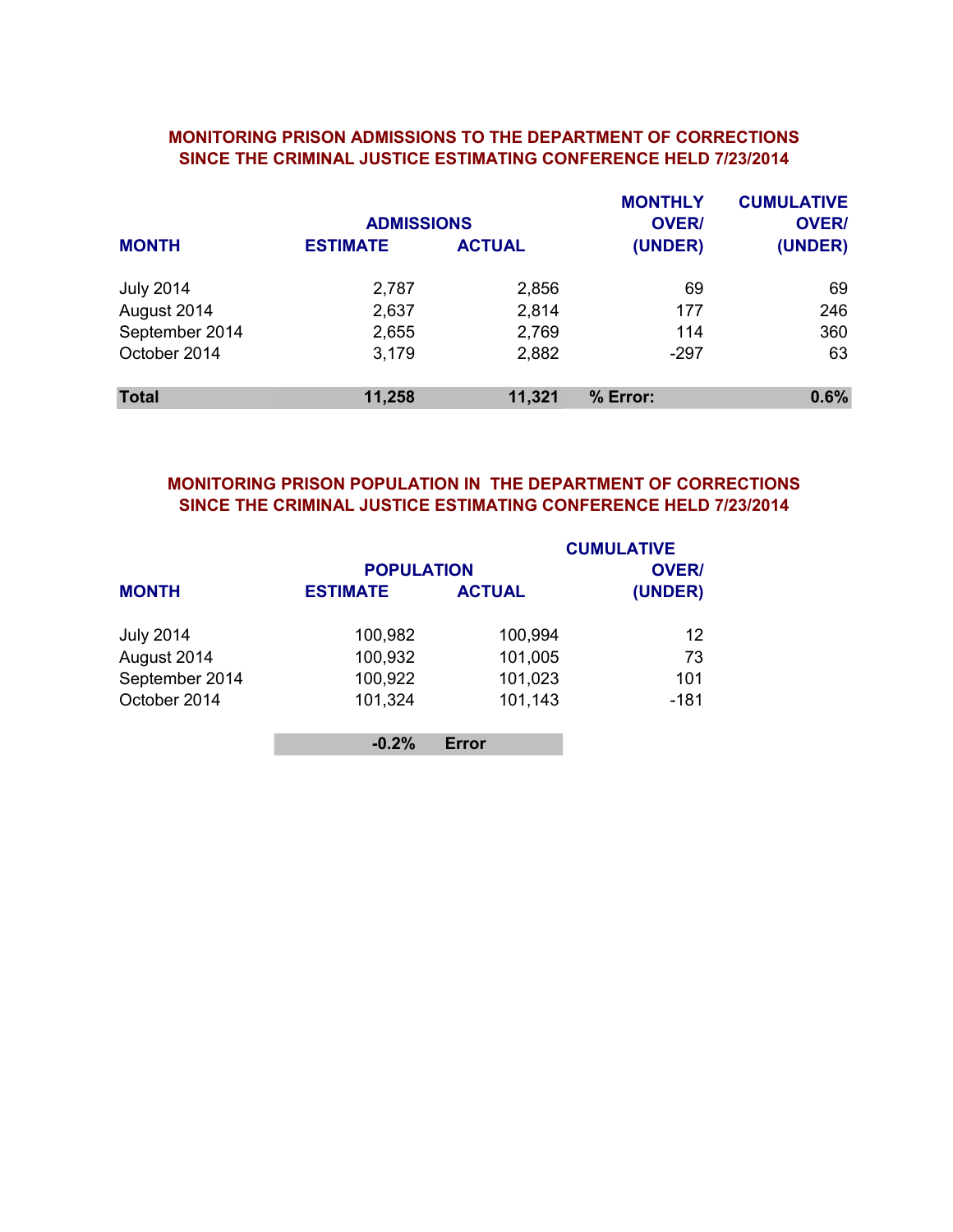## MONITORING PRISON ADMISSIONS TO THE DEPARTMENT OF CORRECTIONS SINCE THE CRIMINAL JUSTICE ESTIMATING CONFERENCE HELD 7/23/2014

| MONTH | ADMISSIONS ESTIMATE | ADMISSIONS ACTUAL | MONTHLY OVER/ (UNDER) | CUMULATIVE OVER/ (UNDER) |
|---|---|---|---|---|
| July 2014 | 2,787 | 2,856 | 69 | 69 |
| August 2014 | 2,637 | 2,814 | 177 | 246 |
| September 2014 | 2,655 | 2,769 | 114 | 360 |
| October 2014 | 3,179 | 2,882 | -297 | 63 |
| **Total** | **11,258** | **11,321** | **% Error:** | **0.6%** |

## MONITORING PRISON POPULATION IN THE DEPARTMENT OF CORRECTIONS SINCE THE CRIMINAL JUSTICE ESTIMATING CONFERENCE HELD 7/23/2014

| MONTH | POPULATION ESTIMATE | POPULATION ACTUAL | CUMULATIVE OVER/ (UNDER) |
|---|---|---|---|
| July 2014 | 100,982 | 100,994 | 12 |
| August 2014 | 100,932 | 101,005 | 73 |
| September 2014 | 100,922 | 101,023 | 101 |
| October 2014 | 101,324 | 101,143 | -181 |
| | **-0.2%** | **Error** | |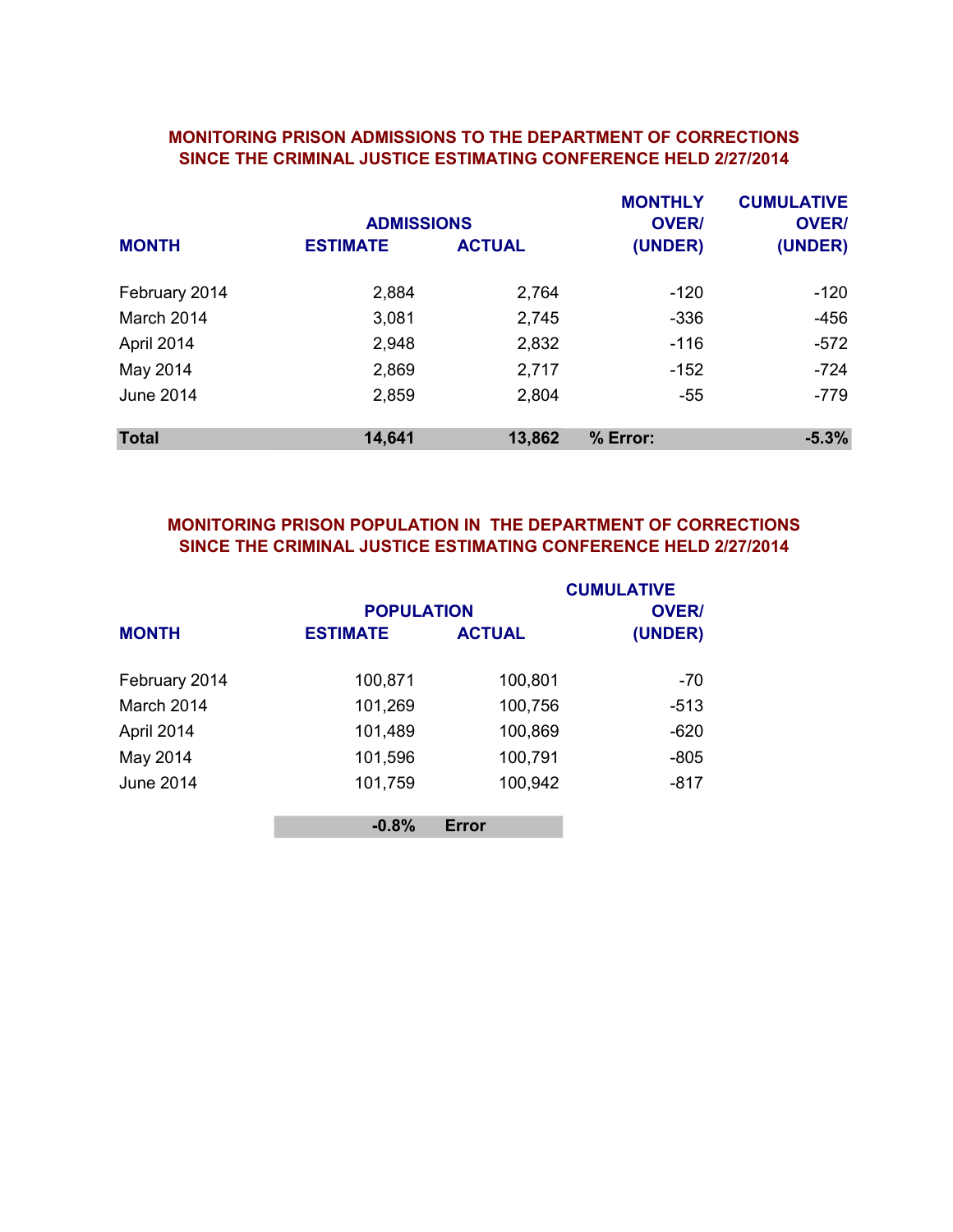## MONITORING PRISON ADMISSIONS TO THE DEPARTMENT OF CORRECTIONS SINCE THE CRIMINAL JUSTICE ESTIMATING CONFERENCE HELD 2/27/2014

| MONTH | ADMISSIONS ESTIMATE | ADMISSIONS ACTUAL | MONTHLY OVER/ (UNDER) | CUMULATIVE OVER/ (UNDER) |
|---|---|---|---|---|
| February 2014 | 2,884 | 2,764 | -120 | -120 |
| March 2014 | 3,081 | 2,745 | -336 | -456 |
| April 2014 | 2,948 | 2,832 | -116 | -572 |
| May 2014 | 2,869 | 2,717 | -152 | -724 |
| June 2014 | 2,859 | 2,804 | -55 | -779 |
| **Total** | **14,641** | **13,862** | **% Error:** | **-5.3%** |

## MONITORING PRISON POPULATION IN THE DEPARTMENT OF CORRECTIONS SINCE THE CRIMINAL JUSTICE ESTIMATING CONFERENCE HELD 2/27/2014

| MONTH | POPULATION ESTIMATE | POPULATION ACTUAL | CUMULATIVE OVER/ (UNDER) |
|---|---|---|---|
| February 2014 | 100,871 | 100,801 | -70 |
| March 2014 | 101,269 | 100,756 | -513 |
| April 2014 | 101,489 | 100,869 | -620 |
| May 2014 | 101,596 | 100,791 | -805 |
| June 2014 | 101,759 | 100,942 | -817 |
| | **-0.8%** | **Error** | |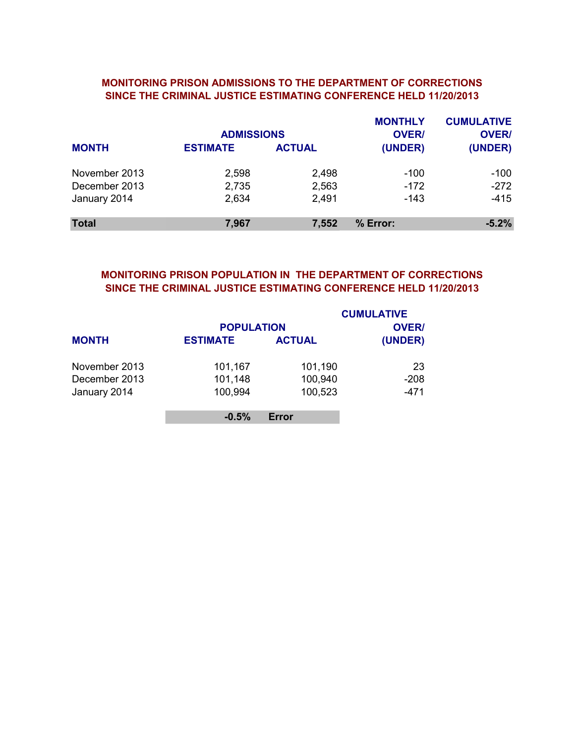## MONITORING PRISON ADMISSIONS TO THE DEPARTMENT OF CORRECTIONS SINCE THE CRIMINAL JUSTICE ESTIMATING CONFERENCE HELD 11/20/2013

| MONTH | ADMISSIONS ESTIMATE | ADMISSIONS ACTUAL | MONTHLY OVER/ (UNDER) | CUMULATIVE OVER/ (UNDER) |
|---|---|---|---|---|
| November 2013 | 2,598 | 2,498 | -100 | -100 |
| December 2013 | 2,735 | 2,563 | -172 | -272 |
| January 2014 | 2,634 | 2,491 | -143 | -415 |
| **Total** | **7,967** | **7,552** | **% Error:** | **-5.2%** |

## MONITORING PRISON POPULATION IN THE DEPARTMENT OF CORRECTIONS SINCE THE CRIMINAL JUSTICE ESTIMATING CONFERENCE HELD 11/20/2013

| MONTH | POPULATION ESTIMATE | POPULATION ACTUAL | CUMULATIVE OVER/ (UNDER) |
|---|---|---|---|
| November 2013 | 101,167 | 101,190 | 23 |
| December 2013 | 101,148 | 100,940 | -208 |
| January 2014 | 100,994 | 100,523 | -471 |
| | **-0.5%** | **Error** | |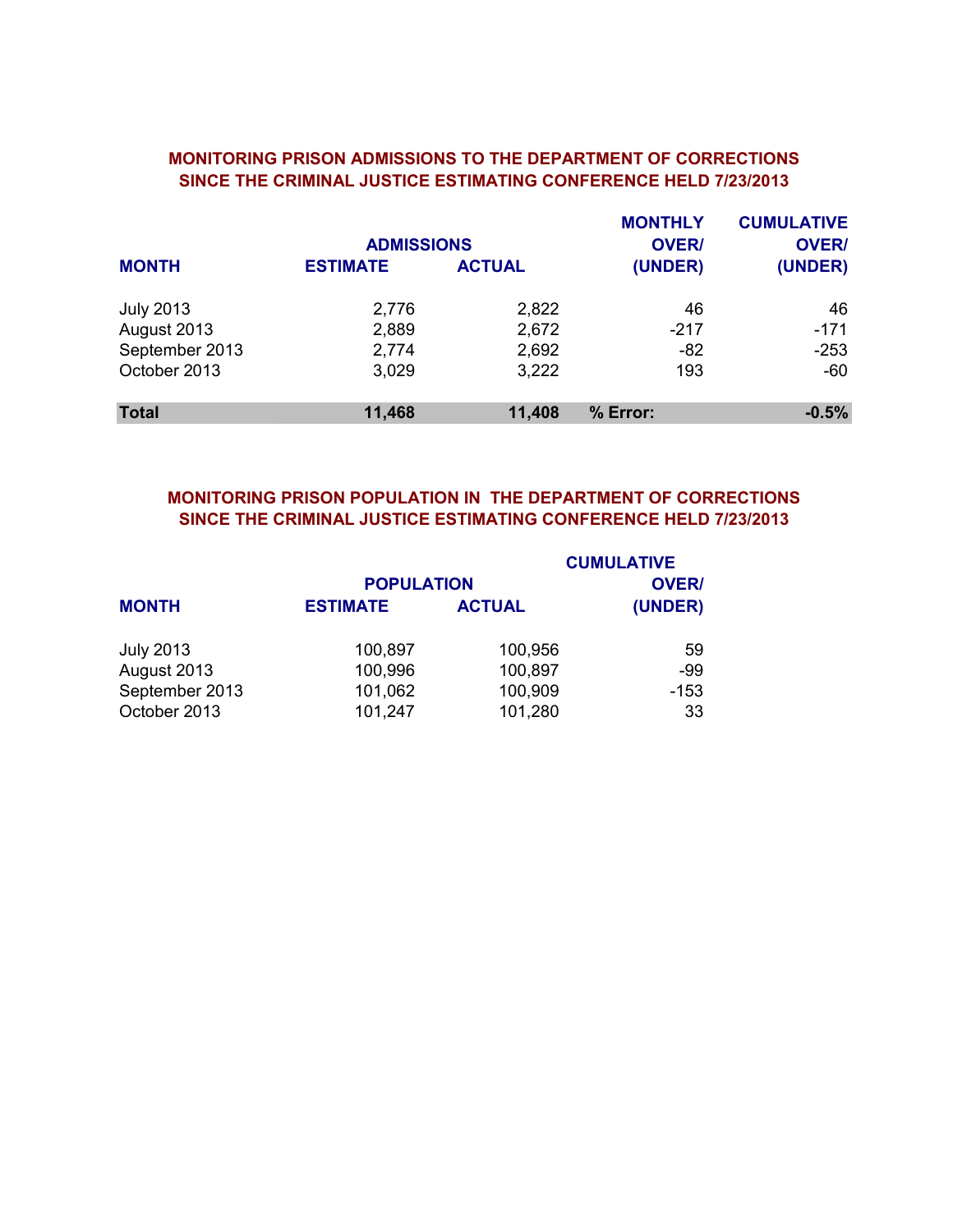## MONITORING PRISON ADMISSIONS TO THE DEPARTMENT OF CORRECTIONS SINCE THE CRIMINAL JUSTICE ESTIMATING CONFERENCE HELD 7/23/2013

| MONTH | ADMISSIONS ESTIMATE | ADMISSIONS ACTUAL | MONTHLY OVER/ (UNDER) | CUMULATIVE OVER/ (UNDER) |
|---|---|---|---|---|
| July 2013 | 2,776 | 2,822 | 46 | 46 |
| August 2013 | 2,889 | 2,672 | -217 | -171 |
| September 2013 | 2,774 | 2,692 | -82 | -253 |
| October 2013 | 3,029 | 3,222 | 193 | -60 |
| **Total** | **11,468** | **11,408** | **% Error:** | **-0.5%** |

## MONITORING PRISON POPULATION IN THE DEPARTMENT OF CORRECTIONS SINCE THE CRIMINAL JUSTICE ESTIMATING CONFERENCE HELD 7/23/2013

| MONTH | POPULATION ESTIMATE | POPULATION ACTUAL | CUMULATIVE OVER/ (UNDER) |
|---|---|---|---|
| July 2013 | 100,897 | 100,956 | 59 |
| August 2013 | 100,996 | 100,897 | -99 |
| September 2013 | 101,062 | 100,909 | -153 |
| October 2013 | 101,247 | 101,280 | 33 |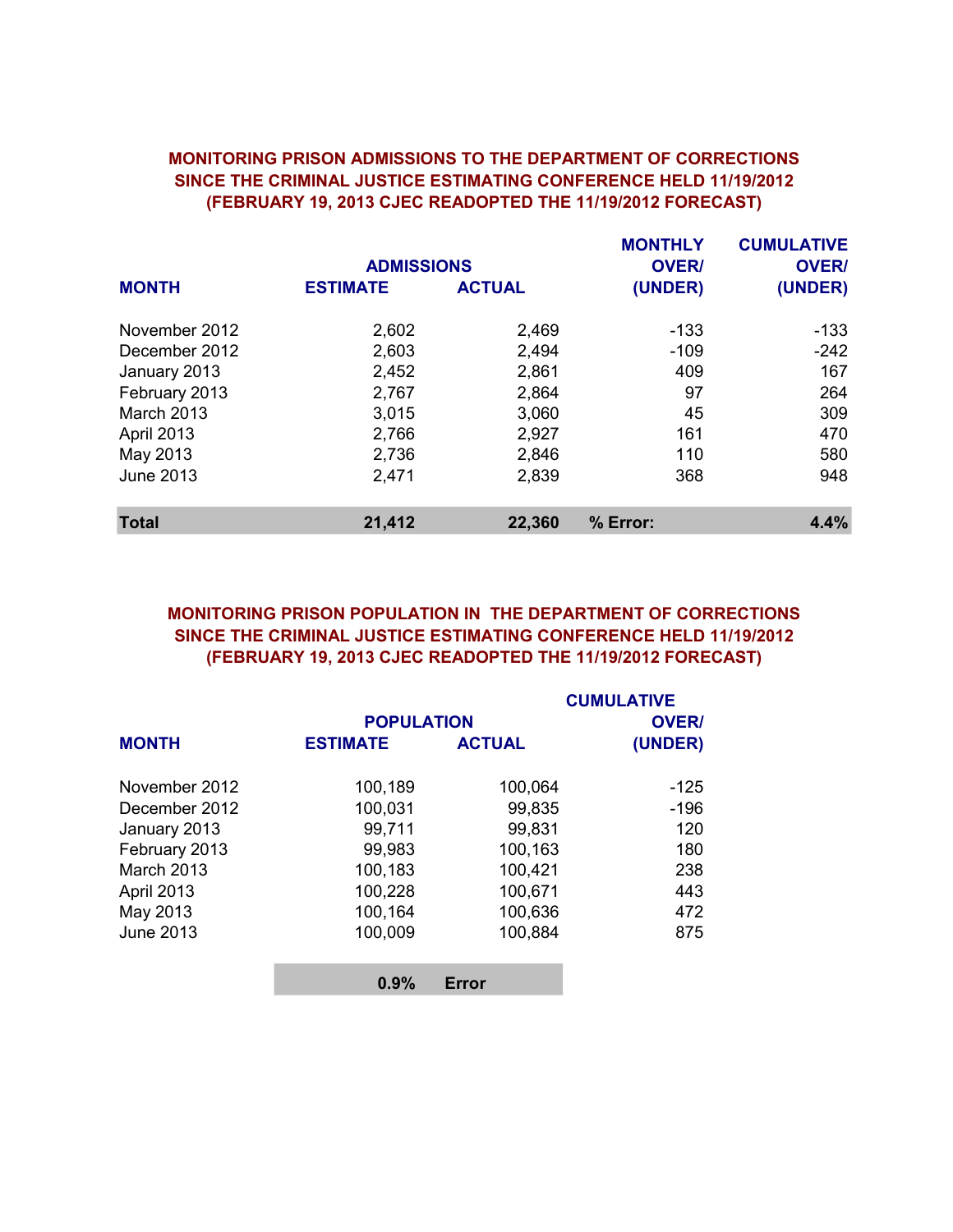## MONITORING PRISON ADMISSIONS TO THE DEPARTMENT OF CORRECTIONS SINCE THE CRIMINAL JUSTICE ESTIMATING CONFERENCE HELD 11/19/2012 (FEBRUARY 19, 2013 CJEC READOPTED THE 11/19/2012 FORECAST)

| MONTH | ADMISSIONS ESTIMATE | ADMISSIONS ACTUAL | MONTHLY OVER/ (UNDER) | CUMULATIVE OVER/ (UNDER) |
|---|---|---|---|---|
| November 2012 | 2,602 | 2,469 | -133 | -133 |
| December 2012 | 2,603 | 2,494 | -109 | -242 |
| January 2013 | 2,452 | 2,861 | 409 | 167 |
| February 2013 | 2,767 | 2,864 | 97 | 264 |
| March 2013 | 3,015 | 3,060 | 45 | 309 |
| April 2013 | 2,766 | 2,927 | 161 | 470 |
| May 2013 | 2,736 | 2,846 | 110 | 580 |
| June 2013 | 2,471 | 2,839 | 368 | 948 |
| **Total** | **21,412** | **22,360** | **% Error:** | **4.4%** |

## MONITORING PRISON POPULATION IN THE DEPARTMENT OF CORRECTIONS SINCE THE CRIMINAL JUSTICE ESTIMATING CONFERENCE HELD 11/19/2012 (FEBRUARY 19, 2013 CJEC READOPTED THE 11/19/2012 FORECAST)

| MONTH | POPULATION ESTIMATE | POPULATION ACTUAL | CUMULATIVE OVER/ (UNDER) |
|---|---|---|---|
| November 2012 | 100,189 | 100,064 | -125 |
| December 2012 | 100,031 | 99,835 | -196 |
| January 2013 | 99,711 | 99,831 | 120 |
| February 2013 | 99,983 | 100,163 | 180 |
| March 2013 | 100,183 | 100,421 | 238 |
| April 2013 | 100,228 | 100,671 | 443 |
| May 2013 | 100,164 | 100,636 | 472 |
| June 2013 | 100,009 | 100,884 | 875 |
| | **0.9%** | **Error** | |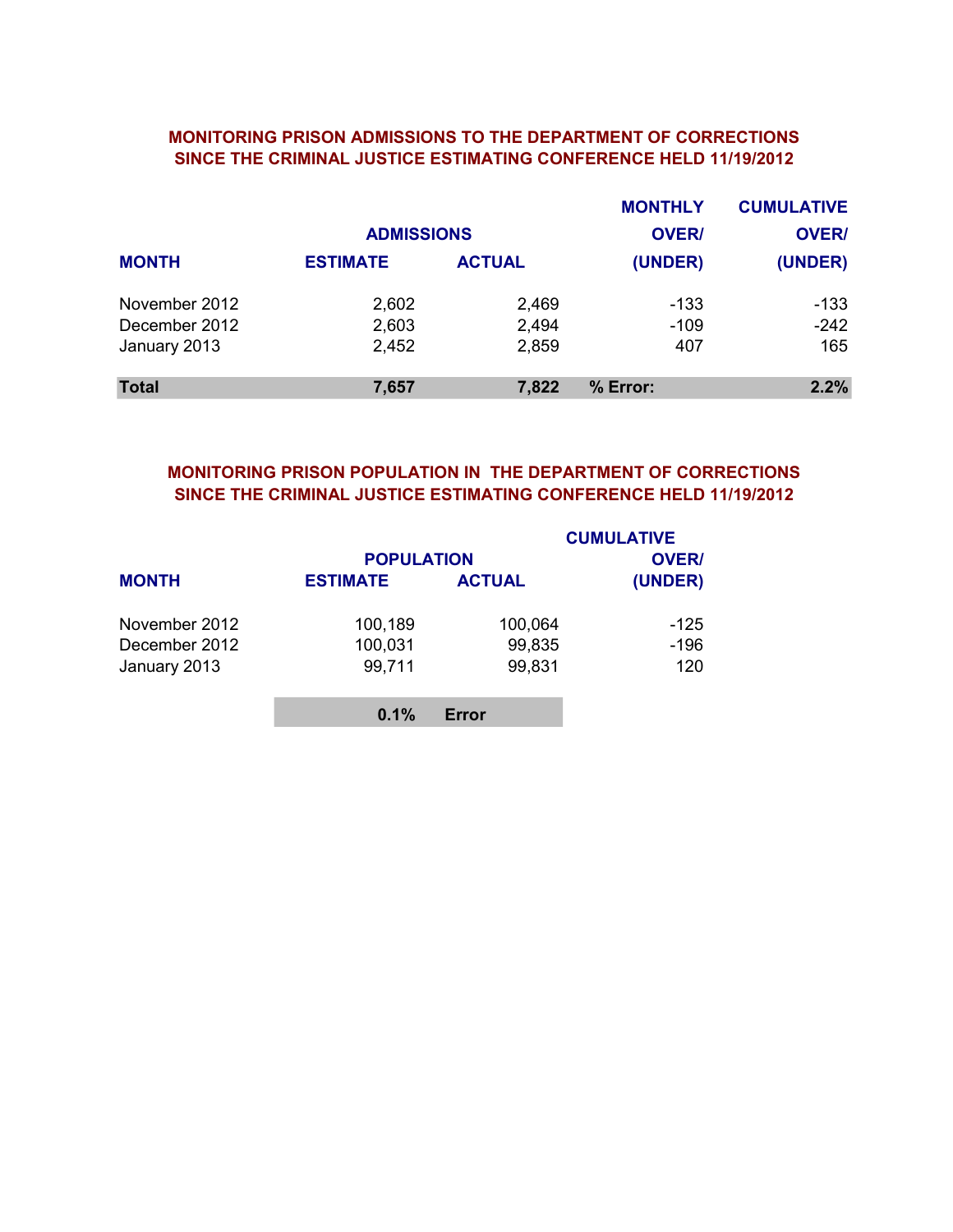## MONITORING PRISON ADMISSIONS TO THE DEPARTMENT OF CORRECTIONS SINCE THE CRIMINAL JUSTICE ESTIMATING CONFERENCE HELD 11/19/2012

| MONTH | ADMISSIONS ESTIMATE | ADMISSIONS ACTUAL | MONTHLY OVER/ (UNDER) | CUMULATIVE OVER/ (UNDER) |
|---|---|---|---|---|
| November 2012 | 2,602 | 2,469 | -133 | -133 |
| December 2012 | 2,603 | 2,494 | -109 | -242 |
| January 2013 | 2,452 | 2,859 | 407 | 165 |
| **Total** | **7,657** | **7,822** | **% Error:** | **2.2%** |

## MONITORING PRISON POPULATION IN THE DEPARTMENT OF CORRECTIONS SINCE THE CRIMINAL JUSTICE ESTIMATING CONFERENCE HELD 11/19/2012

| MONTH | POPULATION ESTIMATE | POPULATION ACTUAL | CUMULATIVE OVER/ (UNDER) |
|---|---|---|---|
| November 2012 | 100,189 | 100,064 | -125 |
| December 2012 | 100,031 | 99,835 | -196 |
| January 2013 | 99,711 | 99,831 | 120 |
| | **0.1%** | **Error** | |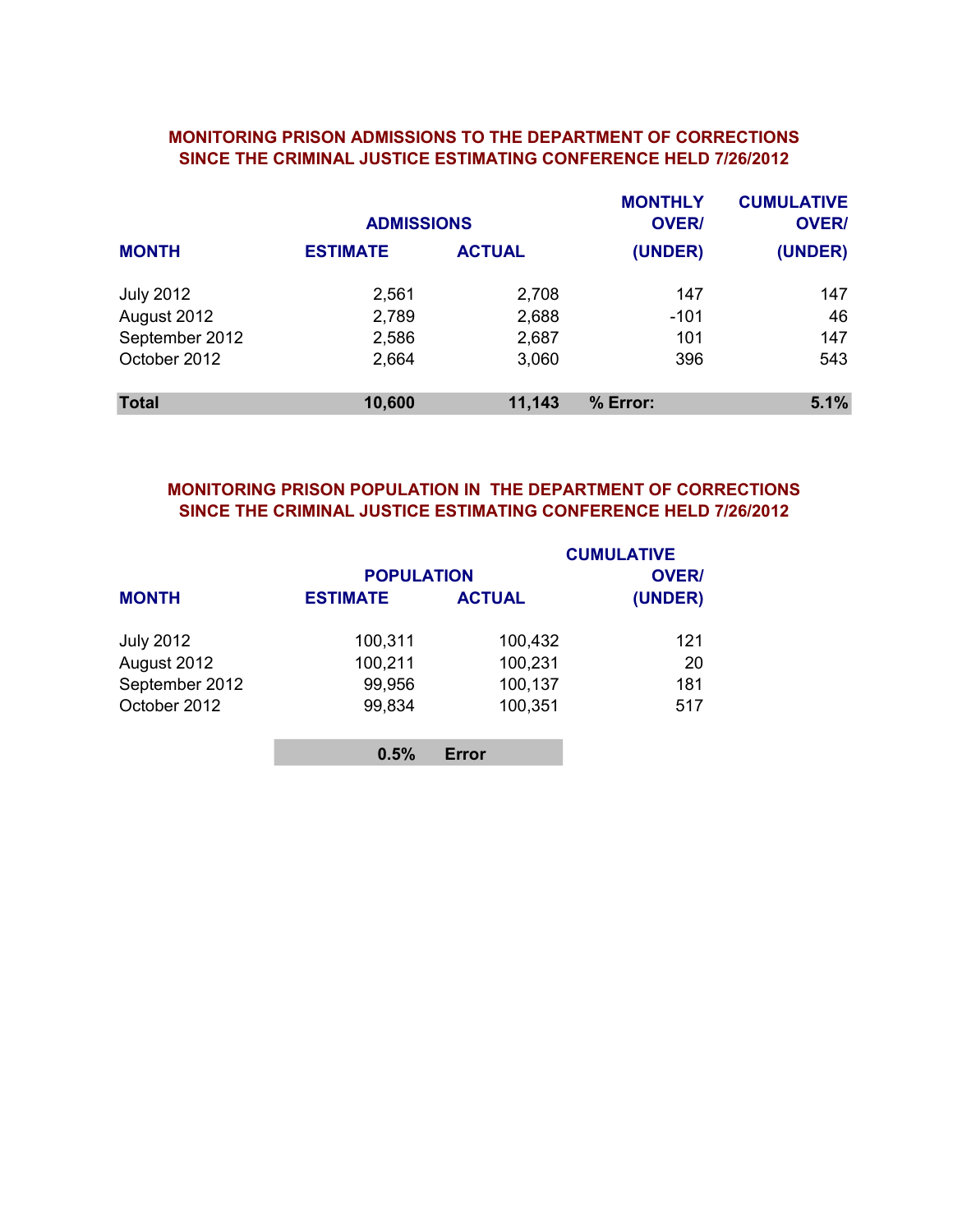## MONITORING PRISON ADMISSIONS TO THE DEPARTMENT OF CORRECTIONS SINCE THE CRIMINAL JUSTICE ESTIMATING CONFERENCE HELD 7/26/2012

| MONTH | ADMISSIONS ESTIMATE | ADMISSIONS ACTUAL | MONTHLY OVER/ (UNDER) | CUMULATIVE OVER/ (UNDER) |
|---|---|---|---|---|
| July 2012 | 2,561 | 2,708 | 147 | 147 |
| August 2012 | 2,789 | 2,688 | -101 | 46 |
| September 2012 | 2,586 | 2,687 | 101 | 147 |
| October 2012 | 2,664 | 3,060 | 396 | 543 |
| **Total** | **10,600** | **11,143** | **% Error:** | **5.1%** |

## MONITORING PRISON POPULATION IN THE DEPARTMENT OF CORRECTIONS SINCE THE CRIMINAL JUSTICE ESTIMATING CONFERENCE HELD 7/26/2012

| MONTH | POPULATION ESTIMATE | POPULATION ACTUAL | CUMULATIVE OVER/ (UNDER) |
|---|---|---|---|
| July 2012 | 100,311 | 100,432 | 121 |
| August 2012 | 100,211 | 100,231 | 20 |
| September 2012 | 99,956 | 100,137 | 181 |
| October 2012 | 99,834 | 100,351 | 517 |
| | **0.5%** | **Error** | |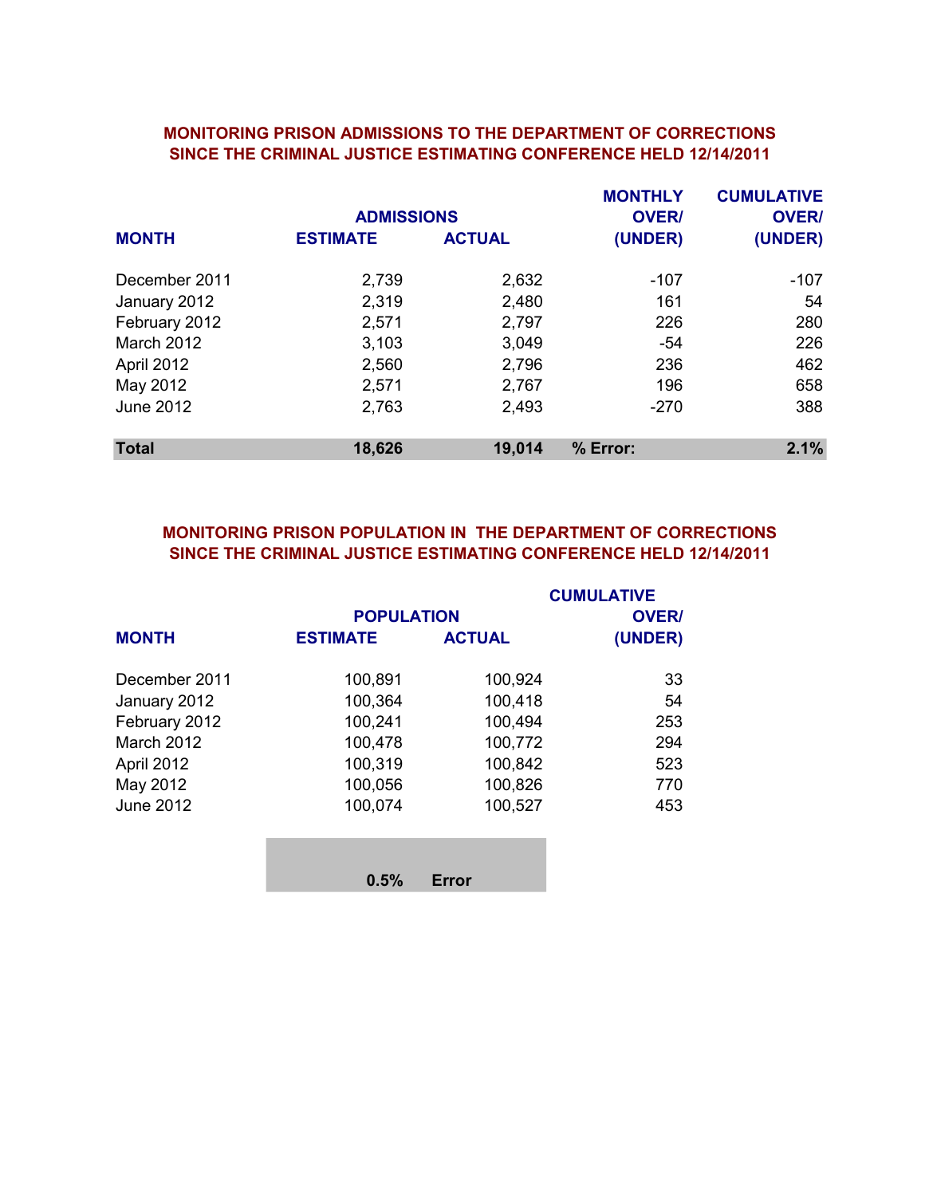## MONITORING PRISON ADMISSIONS TO THE DEPARTMENT OF CORRECTIONS SINCE THE CRIMINAL JUSTICE ESTIMATING CONFERENCE HELD 12/14/2011

| MONTH | ADMISSIONS ESTIMATE | ADMISSIONS ACTUAL | MONTHLY OVER/ (UNDER) | CUMULATIVE OVER/ (UNDER) |
|---|---|---|---|---|
| December 2011 | 2,739 | 2,632 | -107 | -107 |
| January 2012 | 2,319 | 2,480 | 161 | 54 |
| February 2012 | 2,571 | 2,797 | 226 | 280 |
| March 2012 | 3,103 | 3,049 | -54 | 226 |
| April 2012 | 2,560 | 2,796 | 236 | 462 |
| May 2012 | 2,571 | 2,767 | 196 | 658 |
| June 2012 | 2,763 | 2,493 | -270 | 388 |
| **Total** | **18,626** | **19,014** | **% Error:** | **2.1%** |

## MONITORING PRISON POPULATION IN THE DEPARTMENT OF CORRECTIONS SINCE THE CRIMINAL JUSTICE ESTIMATING CONFERENCE HELD 12/14/2011

| MONTH | POPULATION ESTIMATE | POPULATION ACTUAL | CUMULATIVE OVER/ (UNDER) |
|---|---|---|---|
| December 2011 | 100,891 | 100,924 | 33 |
| January 2012 | 100,364 | 100,418 | 54 |
| February 2012 | 100,241 | 100,494 | 253 |
| March 2012 | 100,478 | 100,772 | 294 |
| April 2012 | 100,319 | 100,842 | 523 |
| May 2012 | 100,056 | 100,826 | 770 |
| June 2012 | 100,074 | 100,527 | 453 |
| | **0.5%** | **Error** | |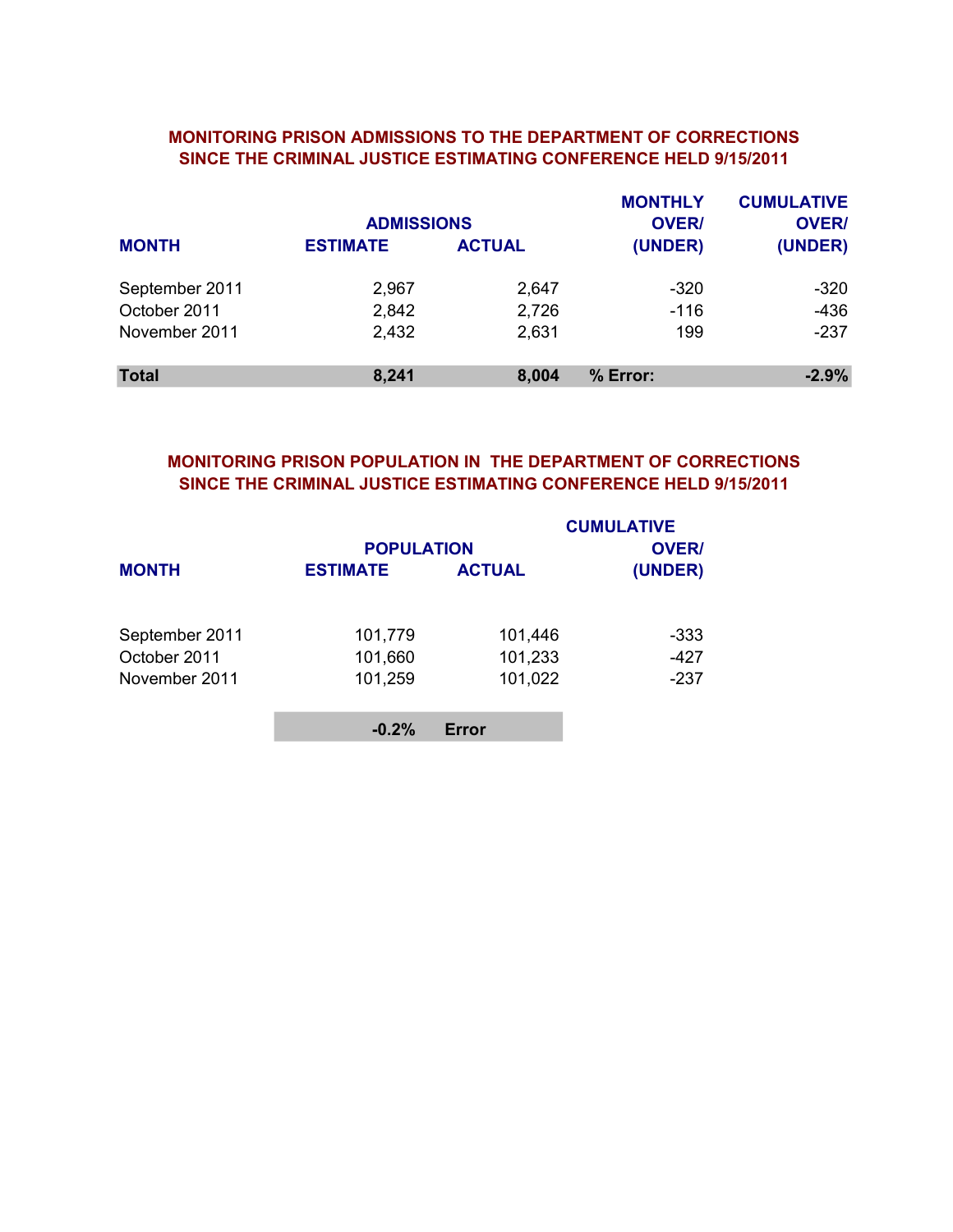## MONITORING PRISON ADMISSIONS TO THE DEPARTMENT OF CORRECTIONS SINCE THE CRIMINAL JUSTICE ESTIMATING CONFERENCE HELD 9/15/2011

| MONTH | ADMISSIONS ESTIMATE | ADMISSIONS ACTUAL | MONTHLY OVER/ (UNDER) | CUMULATIVE OVER/ (UNDER) |
|---|---|---|---|---|
| September 2011 | 2,967 | 2,647 | -320 | -320 |
| October 2011 | 2,842 | 2,726 | -116 | -436 |
| November 2011 | 2,432 | 2,631 | 199 | -237 |
| **Total** | **8,241** | **8,004** | **% Error:** | **-2.9%** |

## MONITORING PRISON POPULATION IN THE DEPARTMENT OF CORRECTIONS SINCE THE CRIMINAL JUSTICE ESTIMATING CONFERENCE HELD 9/15/2011

| MONTH | POPULATION ESTIMATE | POPULATION ACTUAL | CUMULATIVE OVER/ (UNDER) |
|---|---|---|---|
| September 2011 | 101,779 | 101,446 | -333 |
| October 2011 | 101,660 | 101,233 | -427 |
| November 2011 | 101,259 | 101,022 | -237 |
| | **-0.2%** | **Error** | |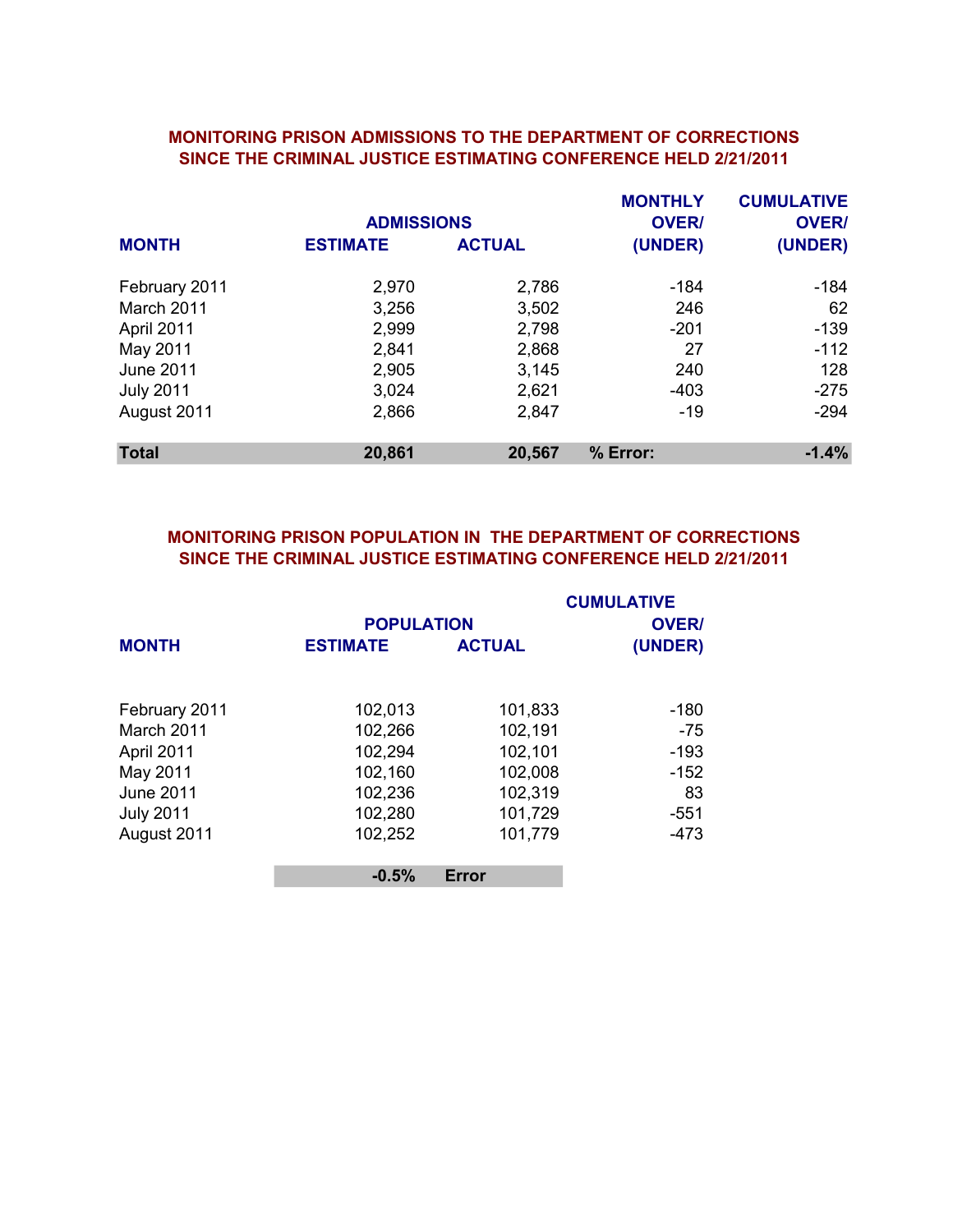## MONITORING PRISON ADMISSIONS TO THE DEPARTMENT OF CORRECTIONS SINCE THE CRIMINAL JUSTICE ESTIMATING CONFERENCE HELD 2/21/2011

| MONTH | ADMISSIONS ESTIMATE | ADMISSIONS ACTUAL | MONTHLY OVER/ (UNDER) | CUMULATIVE OVER/ (UNDER) |
|---|---|---|---|---|
| February 2011 | 2,970 | 2,786 | -184 | -184 |
| March 2011 | 3,256 | 3,502 | 246 | 62 |
| April 2011 | 2,999 | 2,798 | -201 | -139 |
| May 2011 | 2,841 | 2,868 | 27 | -112 |
| June 2011 | 2,905 | 3,145 | 240 | 128 |
| July 2011 | 3,024 | 2,621 | -403 | -275 |
| August 2011 | 2,866 | 2,847 | -19 | -294 |
| **Total** | **20,861** | **20,567** | **% Error:** | **-1.4%** |

## MONITORING PRISON POPULATION IN THE DEPARTMENT OF CORRECTIONS SINCE THE CRIMINAL JUSTICE ESTIMATING CONFERENCE HELD 2/21/2011

| MONTH | POPULATION ESTIMATE | POPULATION ACTUAL | CUMULATIVE OVER/ (UNDER) |
|---|---|---|---|
| February 2011 | 102,013 | 101,833 | -180 |
| March 2011 | 102,266 | 102,191 | -75 |
| April 2011 | 102,294 | 102,101 | -193 |
| May 2011 | 102,160 | 102,008 | -152 |
| June 2011 | 102,236 | 102,319 | 83 |
| July 2011 | 102,280 | 101,729 | -551 |
| August 2011 | 102,252 | 101,779 | -473 |
| | **-0.5%** | **Error** | |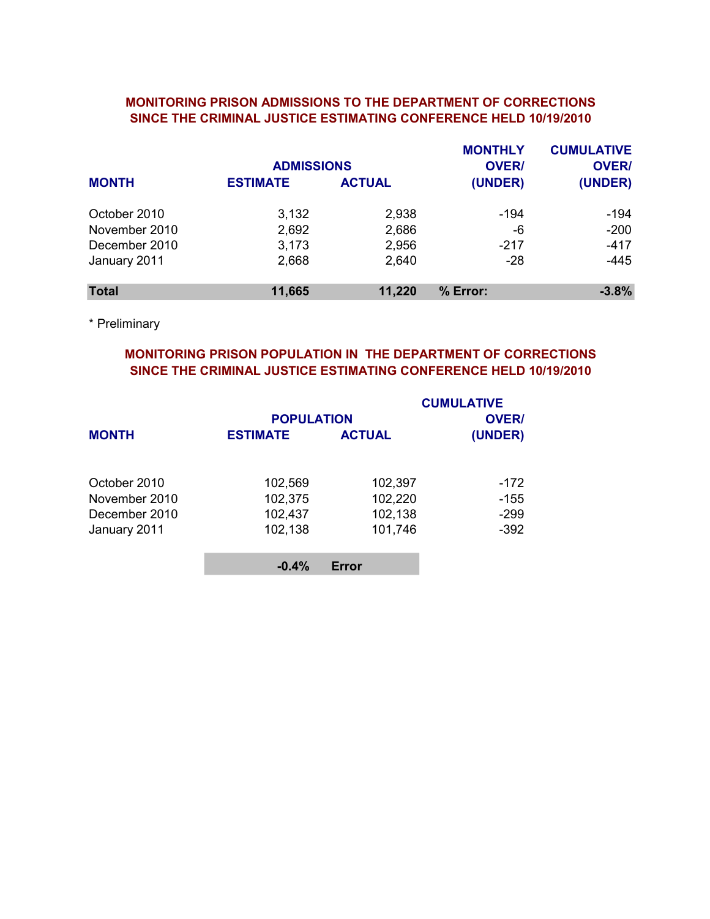## MONITORING PRISON ADMISSIONS TO THE DEPARTMENT OF CORRECTIONS SINCE THE CRIMINAL JUSTICE ESTIMATING CONFERENCE HELD 10/19/2010

| MONTH | ADMISSIONS ESTIMATE | ADMISSIONS ACTUAL | MONTHLY OVER/ (UNDER) | CUMULATIVE OVER/ (UNDER) |
|---|---|---|---|---|
| October 2010 | 3,132 | 2,938 | -194 | -194 |
| November 2010 | 2,692 | 2,686 | -6 | -200 |
| December 2010 | 3,173 | 2,956 | -217 | -417 |
| January 2011 | 2,668 | 2,640 | -28 | -445 |
| **Total** | **11,665** | **11,220** | **% Error:** | **-3.8%** |

\* Preliminary

## MONITORING PRISON POPULATION IN THE DEPARTMENT OF CORRECTIONS SINCE THE CRIMINAL JUSTICE ESTIMATING CONFERENCE HELD 10/19/2010

| MONTH | POPULATION ESTIMATE | POPULATION ACTUAL | CUMULATIVE OVER/ (UNDER) |
|---|---|---|---|
| October 2010 | 102,569 | 102,397 | -172 |
| November 2010 | 102,375 | 102,220 | -155 |
| December 2010 | 102,437 | 102,138 | -299 |
| January 2011 | 102,138 | 101,746 | -392 |
| | **-0.4%** | **Error** | |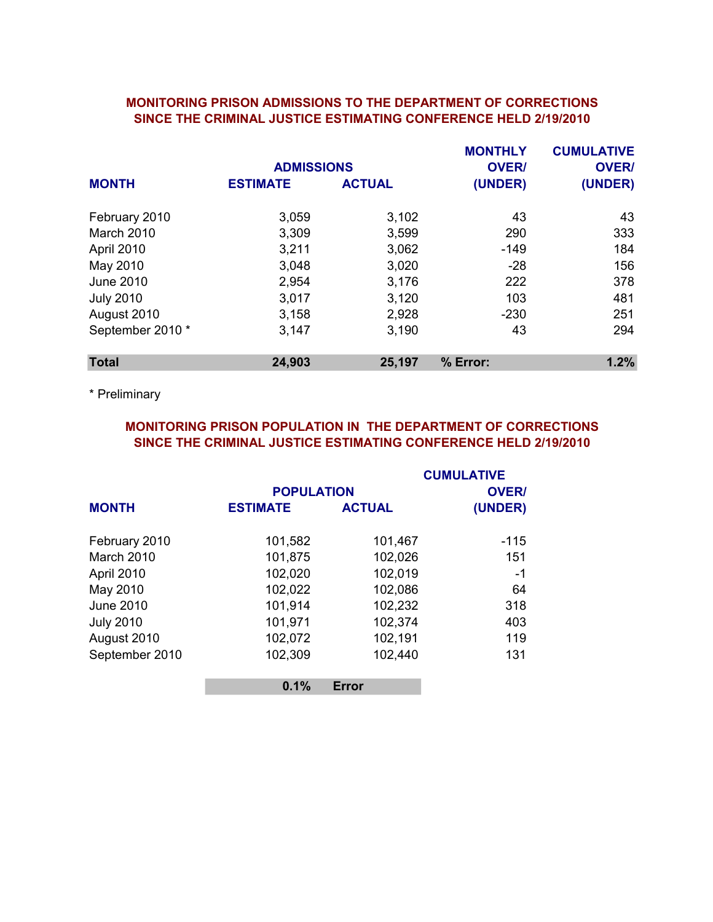## MONITORING PRISON ADMISSIONS TO THE DEPARTMENT OF CORRECTIONS SINCE THE CRIMINAL JUSTICE ESTIMATING CONFERENCE HELD 2/19/2010

| MONTH | ADMISSIONS ESTIMATE | ADMISSIONS ACTUAL | MONTHLY OVER/ (UNDER) | CUMULATIVE OVER/ (UNDER) |
|---|---|---|---|---|
| February 2010 | 3,059 | 3,102 | 43 | 43 |
| March 2010 | 3,309 | 3,599 | 290 | 333 |
| April 2010 | 3,211 | 3,062 | -149 | 184 |
| May 2010 | 3,048 | 3,020 | -28 | 156 |
| June 2010 | 2,954 | 3,176 | 222 | 378 |
| July 2010 | 3,017 | 3,120 | 103 | 481 |
| August 2010 | 3,158 | 2,928 | -230 | 251 |
| September 2010 * | 3,147 | 3,190 | 43 | 294 |
| **Total** | **24,903** | **25,197** | **% Error:** | **1.2%** |

\* Preliminary

## MONITORING PRISON POPULATION IN THE DEPARTMENT OF CORRECTIONS SINCE THE CRIMINAL JUSTICE ESTIMATING CONFERENCE HELD 2/19/2010

| MONTH | POPULATION ESTIMATE | POPULATION ACTUAL | CUMULATIVE OVER/ (UNDER) |
|---|---|---|---|
| February 2010 | 101,582 | 101,467 | -115 |
| March 2010 | 101,875 | 102,026 | 151 |
| April 2010 | 102,020 | 102,019 | -1 |
| May 2010 | 102,022 | 102,086 | 64 |
| June 2010 | 101,914 | 102,232 | 318 |
| July 2010 | 101,971 | 102,374 | 403 |
| August 2010 | 102,072 | 102,191 | 119 |
| September 2010 | 102,309 | 102,440 | 131 |
| | **0.1%** | **Error** | |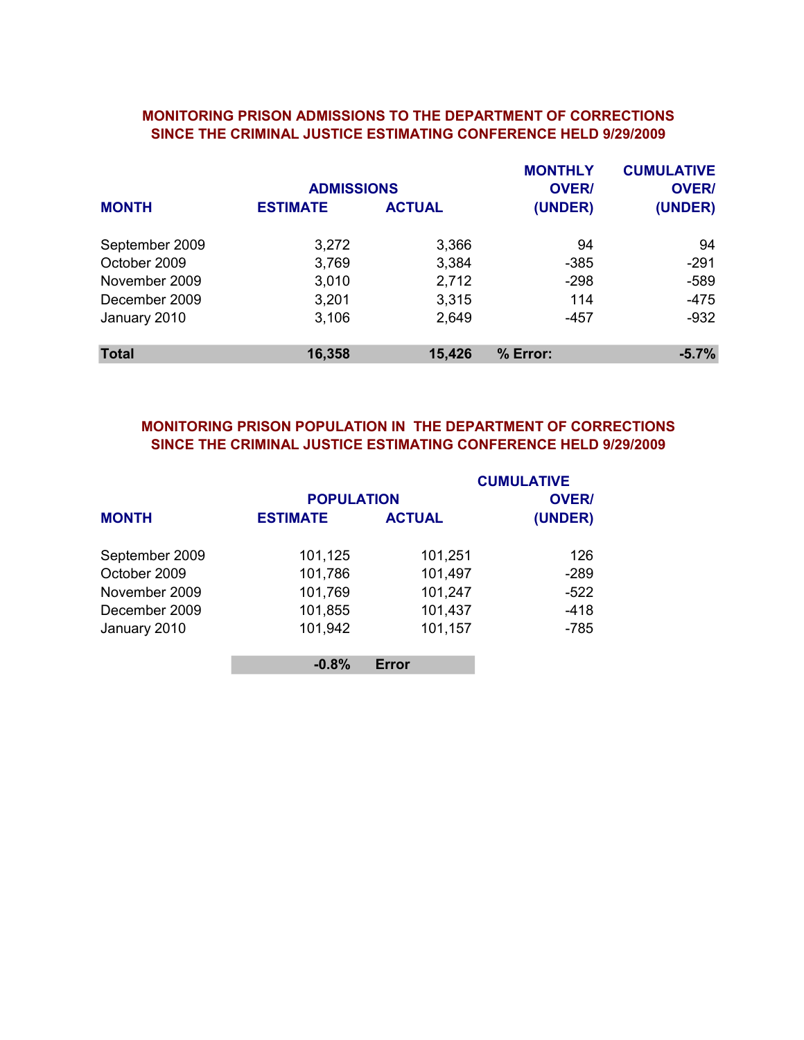## MONITORING PRISON ADMISSIONS TO THE DEPARTMENT OF CORRECTIONS SINCE THE CRIMINAL JUSTICE ESTIMATING CONFERENCE HELD 9/29/2009

| MONTH | ADMISSIONS ESTIMATE | ADMISSIONS ACTUAL | MONTHLY OVER/ (UNDER) | CUMULATIVE OVER/ (UNDER) |
|---|---|---|---|---|
| September 2009 | 3,272 | 3,366 | 94 | 94 |
| October 2009 | 3,769 | 3,384 | -385 | -291 |
| November 2009 | 3,010 | 2,712 | -298 | -589 |
| December 2009 | 3,201 | 3,315 | 114 | -475 |
| January 2010 | 3,106 | 2,649 | -457 | -932 |
| **Total** | **16,358** | **15,426** | **% Error:** | **-5.7%** |

## MONITORING PRISON POPULATION IN THE DEPARTMENT OF CORRECTIONS SINCE THE CRIMINAL JUSTICE ESTIMATING CONFERENCE HELD 9/29/2009

| MONTH | POPULATION ESTIMATE | POPULATION ACTUAL | CUMULATIVE OVER/ (UNDER) |
|---|---|---|---|
| September 2009 | 101,125 | 101,251 | 126 |
| October 2009 | 101,786 | 101,497 | -289 |
| November 2009 | 101,769 | 101,247 | -522 |
| December 2009 | 101,855 | 101,437 | -418 |
| January 2010 | 101,942 | 101,157 | -785 |
| | **-0.8%** | **Error** | |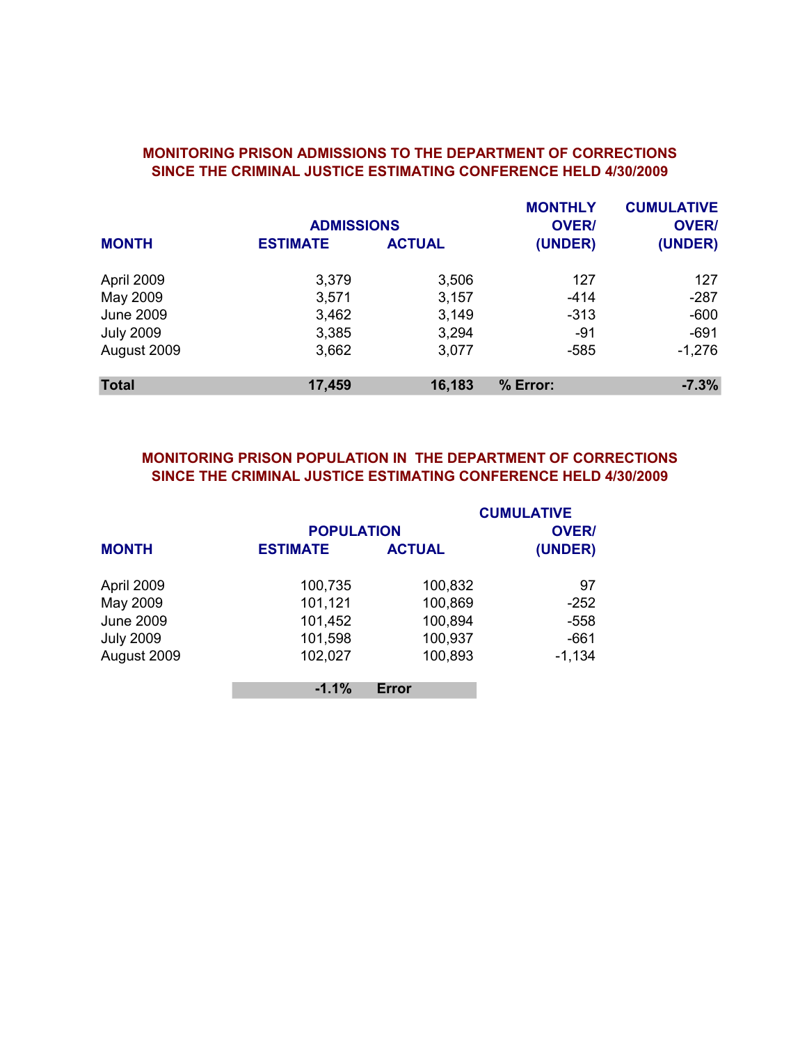## MONITORING PRISON ADMISSIONS TO THE DEPARTMENT OF CORRECTIONS SINCE THE CRIMINAL JUSTICE ESTIMATING CONFERENCE HELD 4/30/2009

| MONTH | ADMISSIONS ESTIMATE | ADMISSIONS ACTUAL | MONTHLY OVER/ (UNDER) | CUMULATIVE OVER/ (UNDER) |
|---|---|---|---|---|
| April 2009 | 3,379 | 3,506 | 127 | 127 |
| May 2009 | 3,571 | 3,157 | -414 | -287 |
| June 2009 | 3,462 | 3,149 | -313 | -600 |
| July 2009 | 3,385 | 3,294 | -91 | -691 |
| August 2009 | 3,662 | 3,077 | -585 | -1,276 |
| **Total** | **17,459** | **16,183** | **% Error:** | **-7.3%** |

## MONITORING PRISON POPULATION IN THE DEPARTMENT OF CORRECTIONS SINCE THE CRIMINAL JUSTICE ESTIMATING CONFERENCE HELD 4/30/2009

| MONTH | POPULATION ESTIMATE | POPULATION ACTUAL | CUMULATIVE OVER/ (UNDER) |
|---|---|---|---|
| April 2009 | 100,735 | 100,832 | 97 |
| May 2009 | 101,121 | 100,869 | -252 |
| June 2009 | 101,452 | 100,894 | -558 |
| July 2009 | 101,598 | 100,937 | -661 |
| August 2009 | 102,027 | 100,893 | -1,134 |
| | **-1.1%** | **Error** | |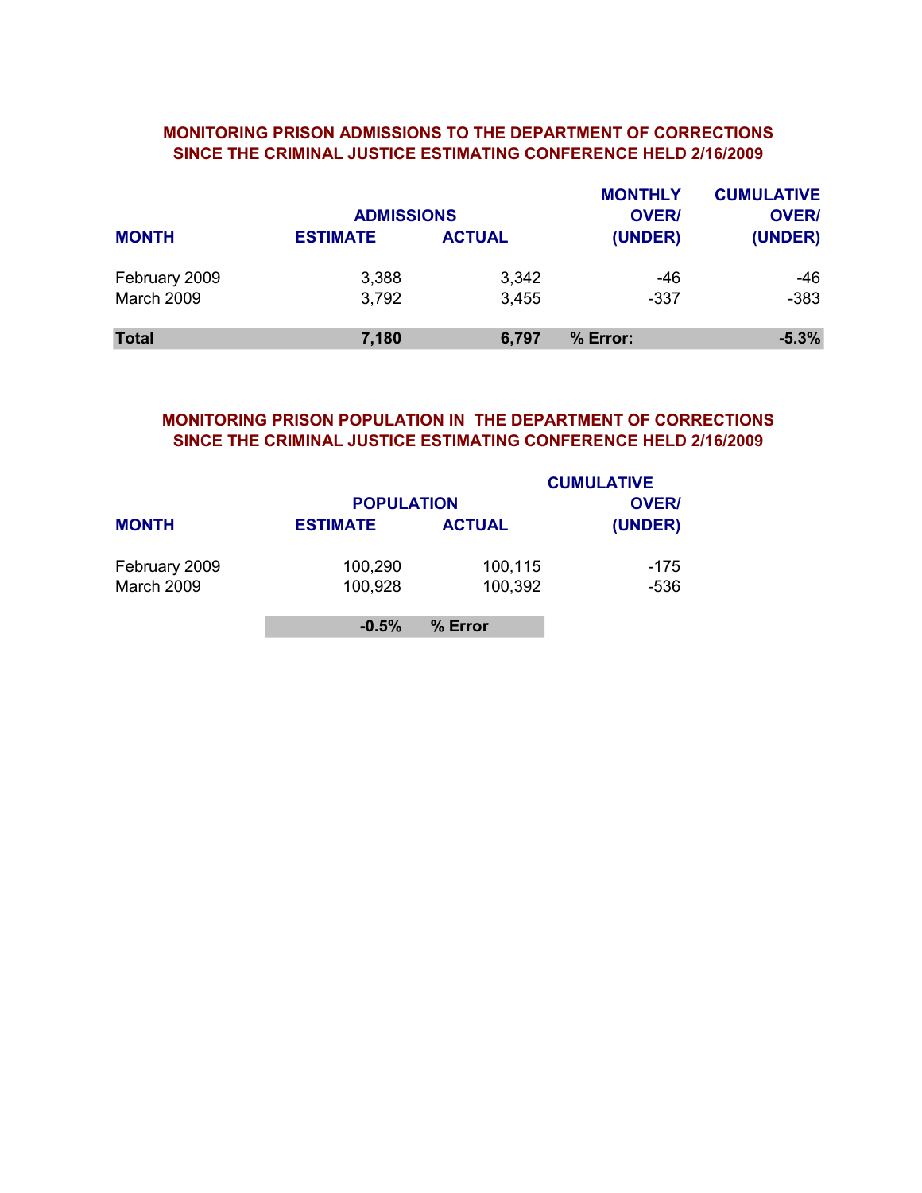## MONITORING PRISON ADMISSIONS TO THE DEPARTMENT OF CORRECTIONS SINCE THE CRIMINAL JUSTICE ESTIMATING CONFERENCE HELD 2/16/2009

| MONTH | ADMISSIONS ESTIMATE | ACTUAL | MONTHLY OVER/ (UNDER) | CUMULATIVE OVER/ (UNDER) |
|---|---|---|---|---|
| February 2009 | 3,388 | 3,342 | -46 | -46 |
| March 2009 | 3,792 | 3,455 | -337 | -383 |
| **Total** | **7,180** | **6,797** | **% Error:** | **-5.3%** |

## MONITORING PRISON POPULATION IN THE DEPARTMENT OF CORRECTIONS SINCE THE CRIMINAL JUSTICE ESTIMATING CONFERENCE HELD 2/16/2009

| MONTH | POPULATION ESTIMATE | ACTUAL | CUMULATIVE OVER/ (UNDER) |
|---|---|---|---|
| February 2009 | 100,290 | 100,115 | -175 |
| March 2009 | 100,928 | 100,392 | -536 |
| | **-0.5%** | **% Error** | |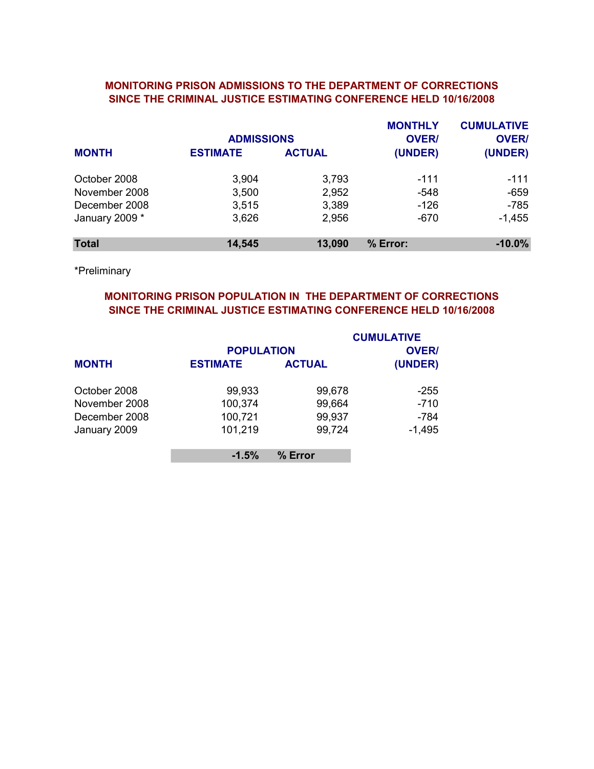## MONITORING PRISON ADMISSIONS TO THE DEPARTMENT OF CORRECTIONS SINCE THE CRIMINAL JUSTICE ESTIMATING CONFERENCE HELD 10/16/2008

| MONTH | ADMISSIONS ESTIMATE | ADMISSIONS ACTUAL | MONTHLY OVER/ (UNDER) | CUMULATIVE OVER/ (UNDER) |
|---|---|---|---|---|
| October 2008 | 3,904 | 3,793 | -111 | -111 |
| November 2008 | 3,500 | 2,952 | -548 | -659 |
| December 2008 | 3,515 | 3,389 | -126 | -785 |
| January 2009 * | 3,626 | 2,956 | -670 | -1,455 |
| **Total** | **14,545** | **13,090** | **% Error:** | **-10.0%** |

*Preliminary

## MONITORING PRISON POPULATION IN THE DEPARTMENT OF CORRECTIONS SINCE THE CRIMINAL JUSTICE ESTIMATING CONFERENCE HELD 10/16/2008

| MONTH | POPULATION ESTIMATE | POPULATION ACTUAL | CUMULATIVE OVER/ (UNDER) |
|---|---|---|---|
| October 2008 | 99,933 | 99,678 | -255 |
| November 2008 | 100,374 | 99,664 | -710 |
| December 2008 | 100,721 | 99,937 | -784 |
| January 2009 | 101,219 | 99,724 | -1,495 |
| | **-1.5%** | **% Error** | |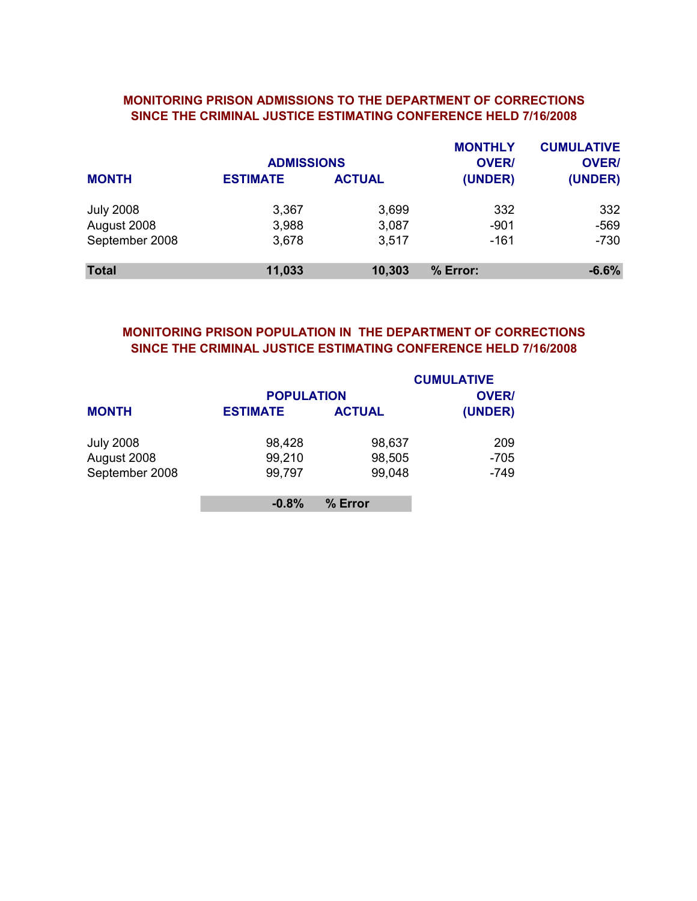## MONITORING PRISON ADMISSIONS TO THE DEPARTMENT OF CORRECTIONS SINCE THE CRIMINAL JUSTICE ESTIMATING CONFERENCE HELD 7/16/2008

| MONTH | ADMISSIONS ESTIMATE | ADMISSIONS ACTUAL | MONTHLY OVER/ (UNDER) | CUMULATIVE OVER/ (UNDER) |
|---|---|---|---|---|
| July 2008 | 3,367 | 3,699 | 332 | 332 |
| August 2008 | 3,988 | 3,087 | -901 | -569 |
| September 2008 | 3,678 | 3,517 | -161 | -730 |
| **Total** | **11,033** | **10,303** | **% Error:** | **-6.6%** |

## MONITORING PRISON POPULATION IN THE DEPARTMENT OF CORRECTIONS SINCE THE CRIMINAL JUSTICE ESTIMATING CONFERENCE HELD 7/16/2008

| MONTH | POPULATION ESTIMATE | POPULATION ACTUAL | CUMULATIVE OVER/ (UNDER) |
|---|---|---|---|
| July 2008 | 98,428 | 98,637 | 209 |
| August 2008 | 99,210 | 98,505 | -705 |
| September 2008 | 99,797 | 99,048 | -749 |
| | **-0.8%** | **% Error** | |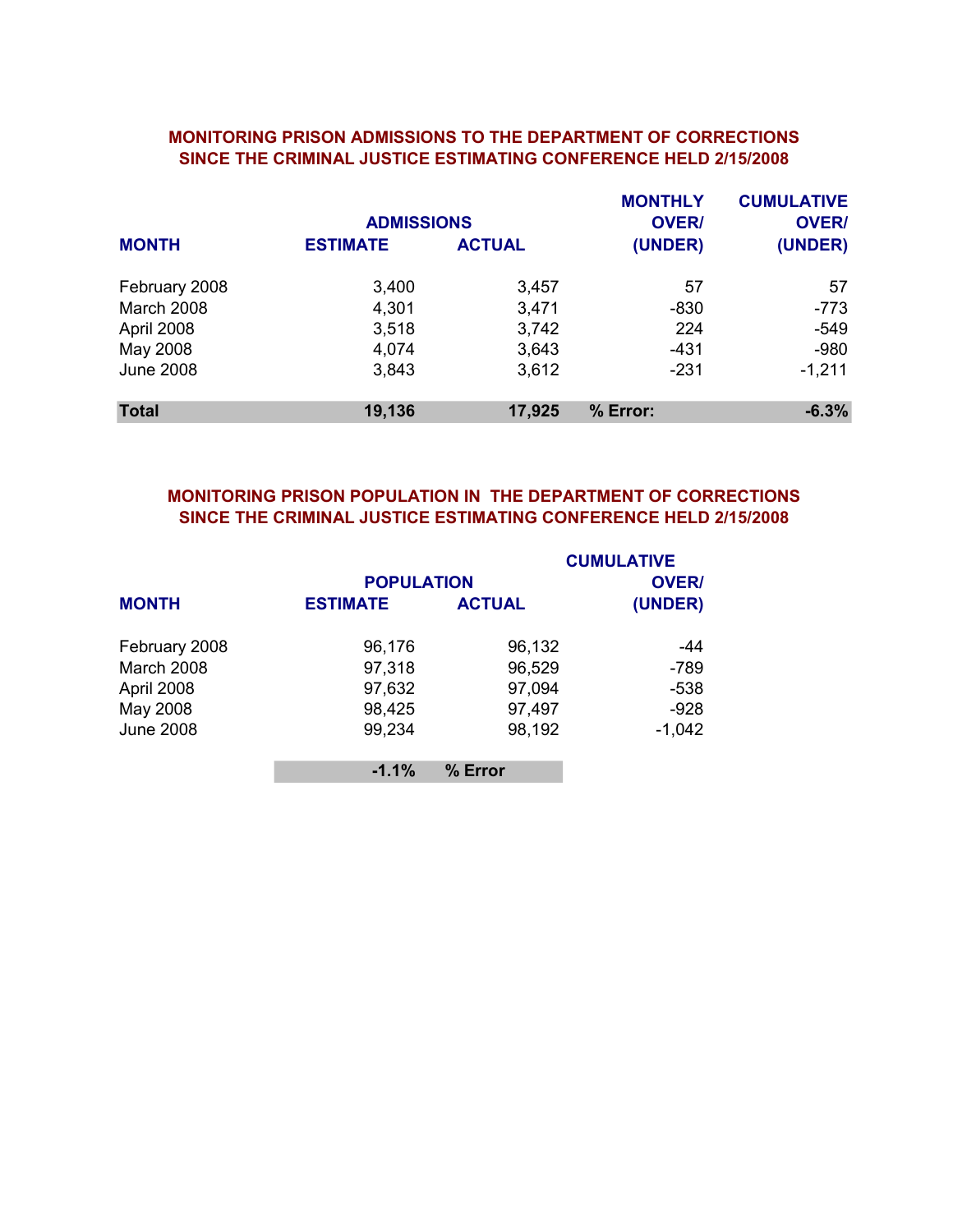## MONITORING PRISON ADMISSIONS TO THE DEPARTMENT OF CORRECTIONS SINCE THE CRIMINAL JUSTICE ESTIMATING CONFERENCE HELD 2/15/2008

| MONTH | ADMISSIONS ESTIMATE | ADMISSIONS ACTUAL | MONTHLY OVER/ (UNDER) | CUMULATIVE OVER/ (UNDER) |
|---|---|---|---|---|
| February 2008 | 3,400 | 3,457 | 57 | 57 |
| March 2008 | 4,301 | 3,471 | -830 | -773 |
| April 2008 | 3,518 | 3,742 | 224 | -549 |
| May 2008 | 4,074 | 3,643 | -431 | -980 |
| June 2008 | 3,843 | 3,612 | -231 | -1,211 |
| **Total** | **19,136** | **17,925** | **% Error:** | **-6.3%** |

## MONITORING PRISON POPULATION IN THE DEPARTMENT OF CORRECTIONS SINCE THE CRIMINAL JUSTICE ESTIMATING CONFERENCE HELD 2/15/2008

| MONTH | POPULATION ESTIMATE | POPULATION ACTUAL | CUMULATIVE OVER/ (UNDER) |
|---|---|---|---|
| February 2008 | 96,176 | 96,132 | -44 |
| March 2008 | 97,318 | 96,529 | -789 |
| April 2008 | 97,632 | 97,094 | -538 |
| May 2008 | 98,425 | 97,497 | -928 |
| June 2008 | 99,234 | 98,192 | -1,042 |
| | **-1.1%** | **% Error** | |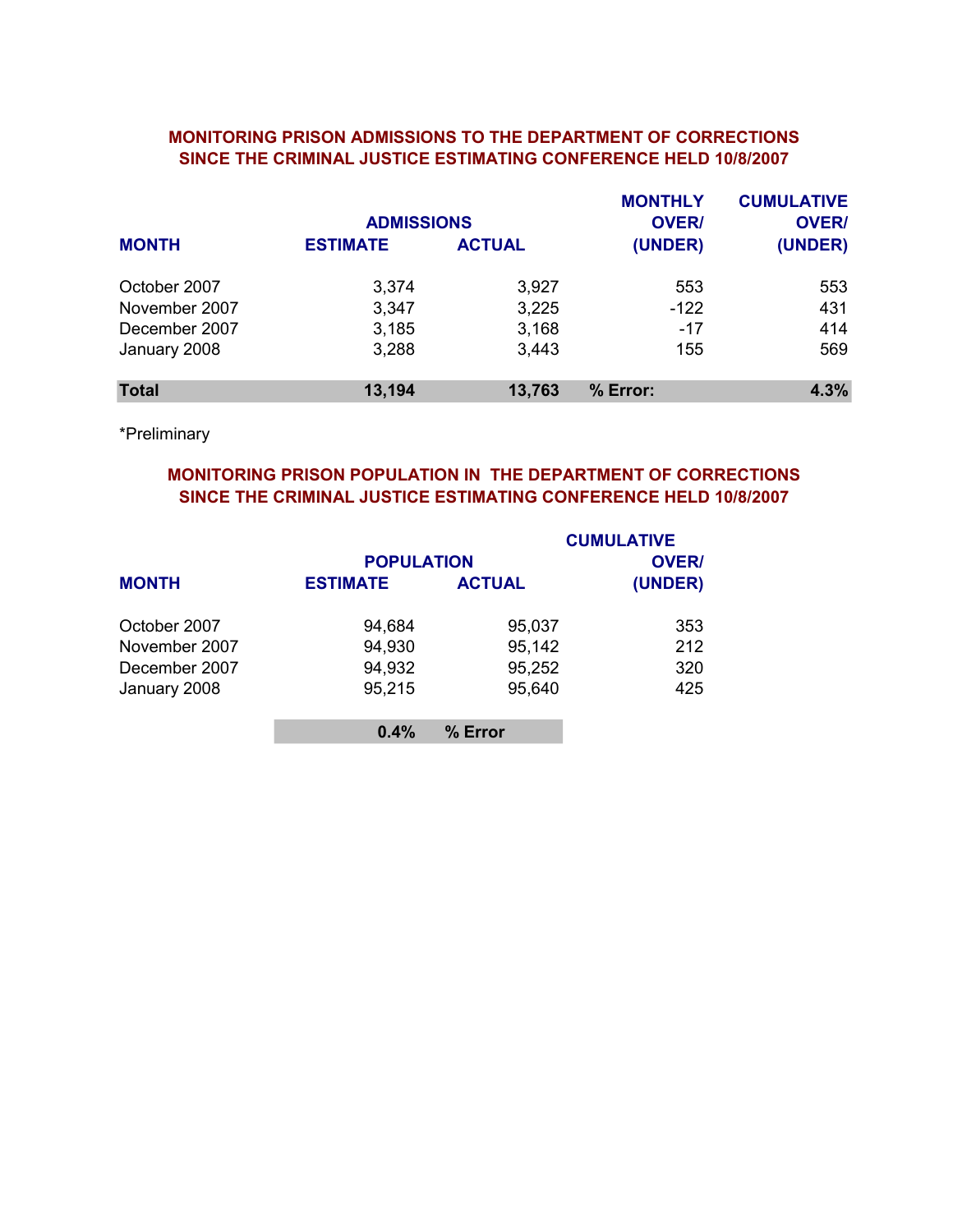## MONITORING PRISON ADMISSIONS TO THE DEPARTMENT OF CORRECTIONS SINCE THE CRIMINAL JUSTICE ESTIMATING CONFERENCE HELD 10/8/2007

| MONTH | ADMISSIONS ESTIMATE | ADMISSIONS ACTUAL | MONTHLY OVER/ (UNDER) | CUMULATIVE OVER/ (UNDER) |
|---|---|---|---|---|
| October 2007 | 3,374 | 3,927 | 553 | 553 |
| November 2007 | 3,347 | 3,225 | -122 | 431 |
| December 2007 | 3,185 | 3,168 | -17 | 414 |
| January 2008 | 3,288 | 3,443 | 155 | 569 |
| **Total** | **13,194** | **13,763** | **% Error:** | **4.3%** |

*Preliminary

## MONITORING PRISON POPULATION IN THE DEPARTMENT OF CORRECTIONS SINCE THE CRIMINAL JUSTICE ESTIMATING CONFERENCE HELD 10/8/2007

| MONTH | POPULATION ESTIMATE | POPULATION ACTUAL | CUMULATIVE OVER/ (UNDER) |
|---|---|---|---|
| October 2007 | 94,684 | 95,037 | 353 |
| November 2007 | 94,930 | 95,142 | 212 |
| December 2007 | 94,932 | 95,252 | 320 |
| January 2008 | 95,215 | 95,640 | 425 |
| | **0.4%** | **% Error** | |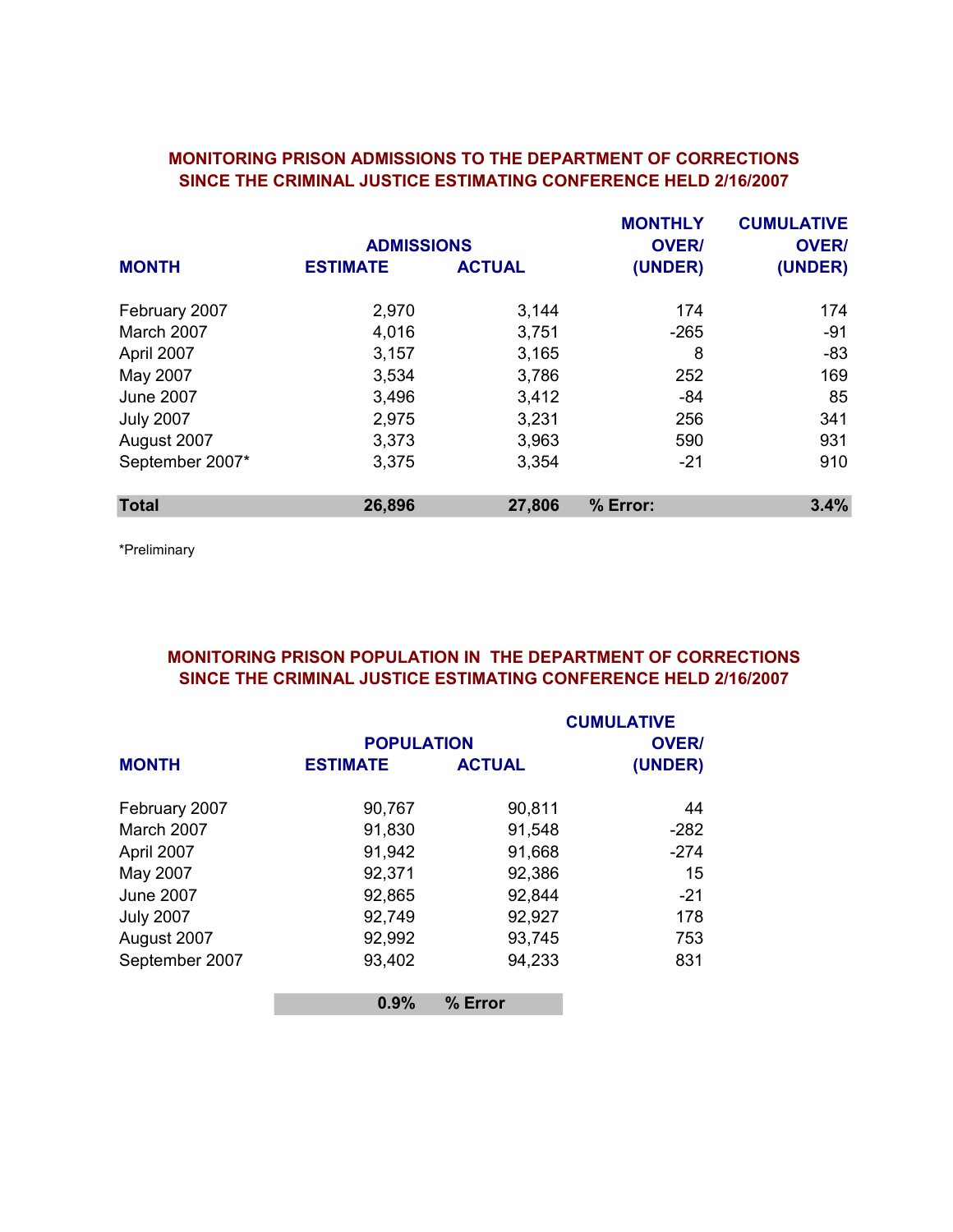## MONITORING PRISON ADMISSIONS TO THE DEPARTMENT OF CORRECTIONS SINCE THE CRIMINAL JUSTICE ESTIMATING CONFERENCE HELD 2/16/2007

| MONTH | ADMISSIONS ESTIMATE | ADMISSIONS ACTUAL | MONTHLY OVER/ (UNDER) | CUMULATIVE OVER/ (UNDER) |
|---|---|---|---|---|
| February 2007 | 2,970 | 3,144 | 174 | 174 |
| March 2007 | 4,016 | 3,751 | -265 | -91 |
| April 2007 | 3,157 | 3,165 | 8 | -83 |
| May 2007 | 3,534 | 3,786 | 252 | 169 |
| June 2007 | 3,496 | 3,412 | -84 | 85 |
| July 2007 | 2,975 | 3,231 | 256 | 341 |
| August 2007 | 3,373 | 3,963 | 590 | 931 |
| September 2007* | 3,375 | 3,354 | -21 | 910 |
| **Total** | **26,896** | **27,806** | **% Error:** | **3.4%** |

*Preliminary

## MONITORING PRISON POPULATION IN THE DEPARTMENT OF CORRECTIONS SINCE THE CRIMINAL JUSTICE ESTIMATING CONFERENCE HELD 2/16/2007

| MONTH | POPULATION ESTIMATE | POPULATION ACTUAL | CUMULATIVE OVER/ (UNDER) |
|---|---|---|---|
| February 2007 | 90,767 | 90,811 | 44 |
| March 2007 | 91,830 | 91,548 | -282 |
| April 2007 | 91,942 | 91,668 | -274 |
| May 2007 | 92,371 | 92,386 | 15 |
| June 2007 | 92,865 | 92,844 | -21 |
| July 2007 | 92,749 | 92,927 | 178 |
| August 2007 | 92,992 | 93,745 | 753 |
| September 2007 | 93,402 | 94,233 | 831 |
| | **0.9%** | **% Error** | |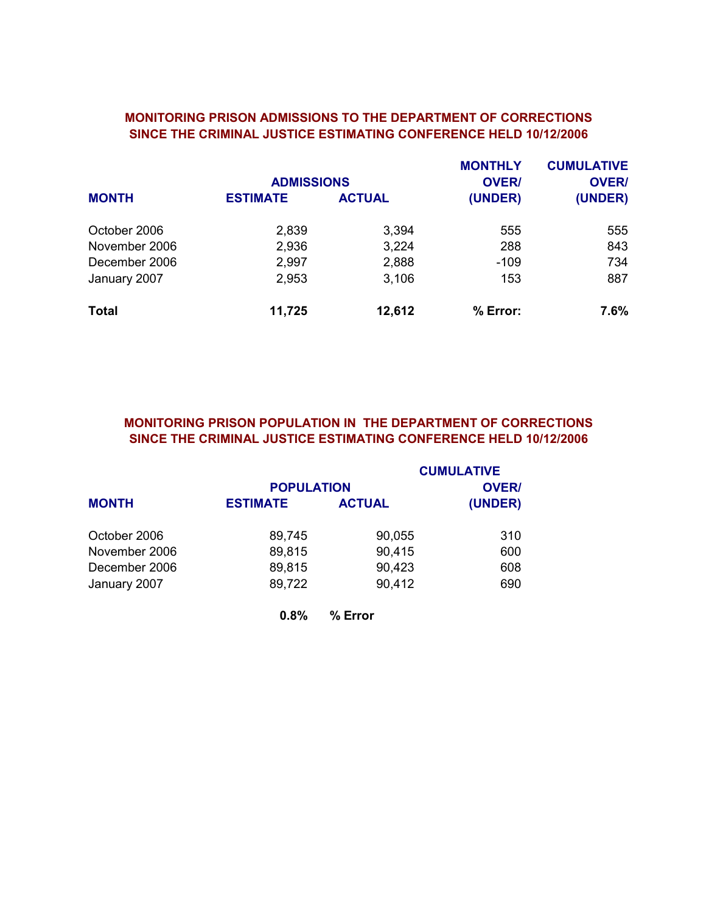## MONITORING PRISON ADMISSIONS TO THE DEPARTMENT OF CORRECTIONS SINCE THE CRIMINAL JUSTICE ESTIMATING CONFERENCE HELD 10/12/2006

| MONTH | ADMISSIONS ESTIMATE | ADMISSIONS ACTUAL | MONTHLY OVER/ (UNDER) | CUMULATIVE OVER/ (UNDER) |
|---|---|---|---|---|
| October 2006 | 2,839 | 3,394 | 555 | 555 |
| November 2006 | 2,936 | 3,224 | 288 | 843 |
| December 2006 | 2,997 | 2,888 | -109 | 734 |
| January 2007 | 2,953 | 3,106 | 153 | 887 |
| **Total** | **11,725** | **12,612** | **% Error:** | **7.6%** |

## MONITORING PRISON POPULATION IN THE DEPARTMENT OF CORRECTIONS SINCE THE CRIMINAL JUSTICE ESTIMATING CONFERENCE HELD 10/12/2006

| MONTH | POPULATION ESTIMATE | POPULATION ACTUAL | CUMULATIVE OVER/ (UNDER) |
|---|---|---|---|
| October 2006 | 89,745 | 90,055 | 310 |
| November 2006 | 89,815 | 90,415 | 600 |
| December 2006 | 89,815 | 90,423 | 608 |
| January 2007 | 89,722 | 90,412 | 690 |
| | **0.8%** | **% Error** | |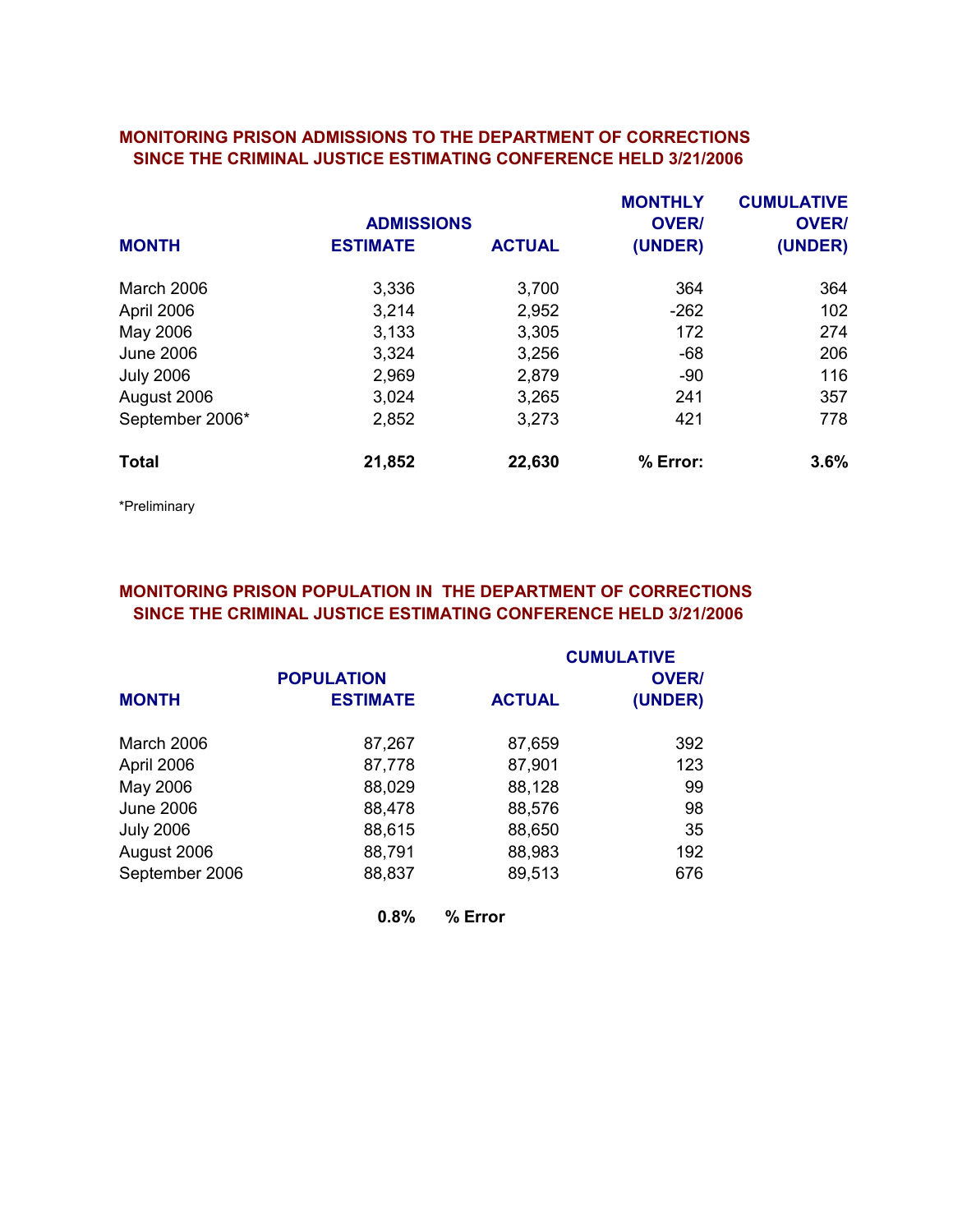## MONITORING PRISON ADMISSIONS TO THE DEPARTMENT OF CORRECTIONS
## SINCE THE CRIMINAL JUSTICE ESTIMATING CONFERENCE HELD 3/21/2006

| MONTH | ADMISSIONS ESTIMATE | ACTUAL | MONTHLY OVER/ (UNDER) | CUMULATIVE OVER/ (UNDER) |
|---|---|---|---|---|
| March 2006 | 3,336 | 3,700 | 364 | 364 |
| April 2006 | 3,214 | 2,952 | -262 | 102 |
| May 2006 | 3,133 | 3,305 | 172 | 274 |
| June 2006 | 3,324 | 3,256 | -68 | 206 |
| July 2006 | 2,969 | 2,879 | -90 | 116 |
| August 2006 | 3,024 | 3,265 | 241 | 357 |
| September 2006* | 2,852 | 3,273 | 421 | 778 |
| **Total** | **21,852** | **22,630** | **% Error:** | **3.6%** |

*Preliminary

## MONITORING PRISON POPULATION IN THE DEPARTMENT OF CORRECTIONS
## SINCE THE CRIMINAL JUSTICE ESTIMATING CONFERENCE HELD 3/21/2006

| MONTH | POPULATION ESTIMATE | ACTUAL | CUMULATIVE OVER/ (UNDER) |
|---|---|---|---|
| March 2006 | 87,267 | 87,659 | 392 |
| April 2006 | 87,778 | 87,901 | 123 |
| May 2006 | 88,029 | 88,128 | 99 |
| June 2006 | 88,478 | 88,576 | 98 |
| July 2006 | 88,615 | 88,650 | 35 |
| August 2006 | 88,791 | 88,983 | 192 |
| September 2006 | 88,837 | 89,513 | 676 |
| | **0.8%** | **% Error** | |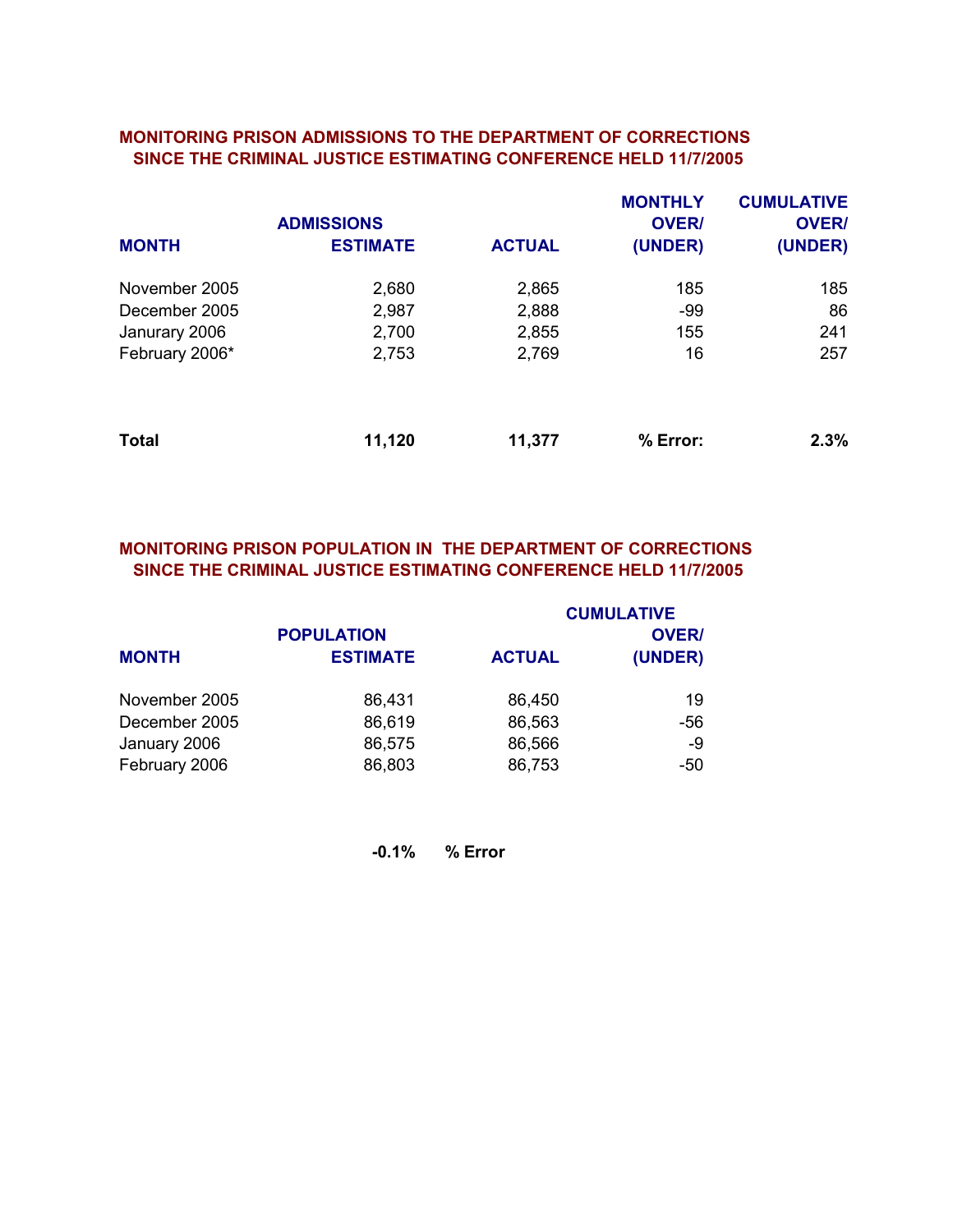## MONITORING PRISON ADMISSIONS TO THE DEPARTMENT OF CORRECTIONS SINCE THE CRIMINAL JUSTICE ESTIMATING CONFERENCE HELD 11/7/2005

| MONTH | ADMISSIONS ESTIMATE | ACTUAL | MONTHLY OVER/ (UNDER) | CUMULATIVE OVER/ (UNDER) |
|---|---|---|---|---|
| November 2005 | 2,680 | 2,865 | 185 | 185 |
| December 2005 | 2,987 | 2,888 | -99 | 86 |
| Janurary 2006 | 2,700 | 2,855 | 155 | 241 |
| February 2006* | 2,753 | 2,769 | 16 | 257 |
| **Total** | **11,120** | **11,377** | **% Error:** | **2.3%** |

## MONITORING PRISON POPULATION IN THE DEPARTMENT OF CORRECTIONS SINCE THE CRIMINAL JUSTICE ESTIMATING CONFERENCE HELD 11/7/2005

| MONTH | POPULATION ESTIMATE | ACTUAL | CUMULATIVE OVER/ (UNDER) |
|---|---|---|---|
| November 2005 | 86,431 | 86,450 | 19 |
| December 2005 | 86,619 | 86,563 | -56 |
| January 2006 | 86,575 | 86,566 | -9 |
| February 2006 | 86,803 | 86,753 | -50 |

**-0.1% % Error**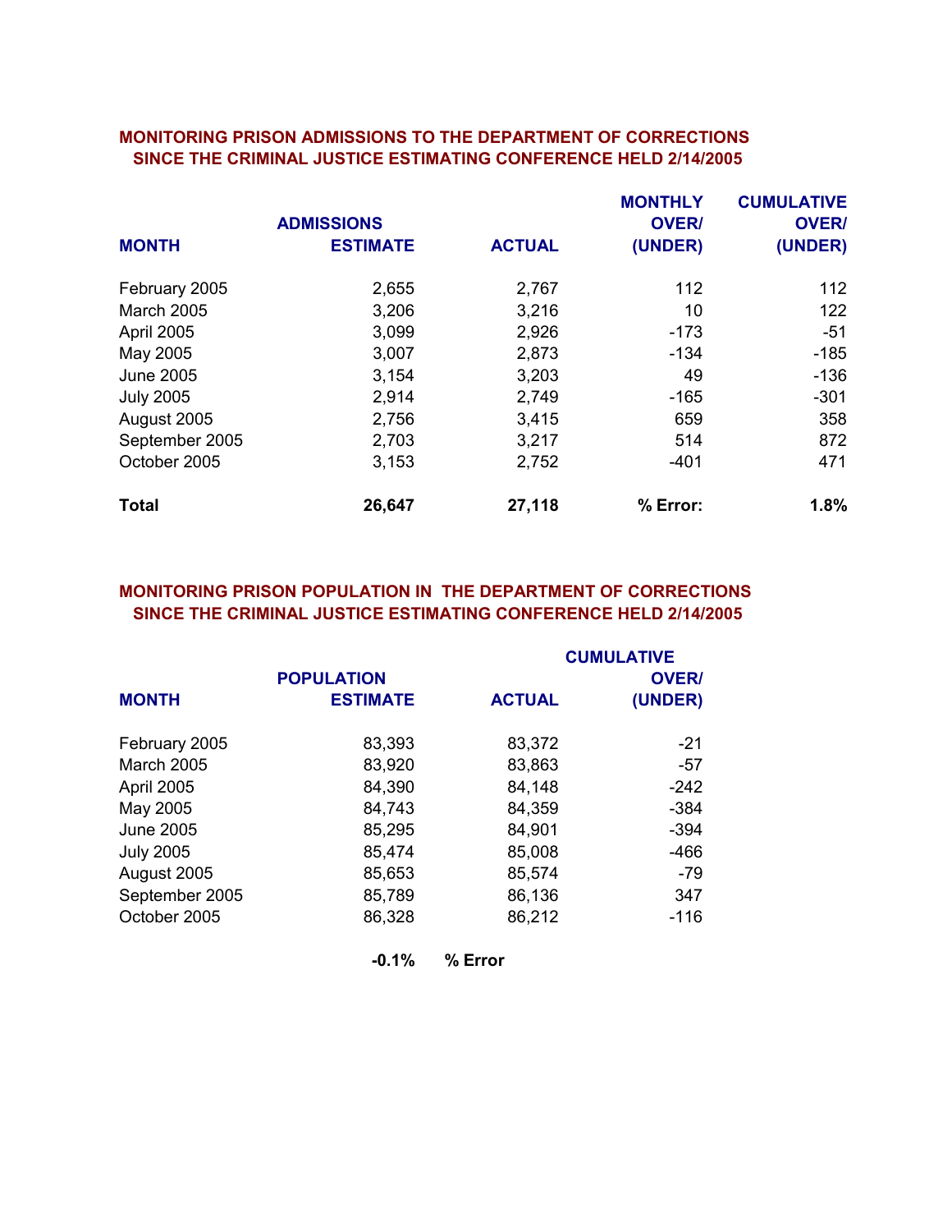## MONITORING PRISON ADMISSIONS TO THE DEPARTMENT OF CORRECTIONS SINCE THE CRIMINAL JUSTICE ESTIMATING CONFERENCE HELD 2/14/2005

| MONTH | ADMISSIONS ESTIMATE | ACTUAL | MONTHLY OVER/ (UNDER) | CUMULATIVE OVER/ (UNDER) |
|---|---|---|---|---|
| February 2005 | 2,655 | 2,767 | 112 | 112 |
| March 2005 | 3,206 | 3,216 | 10 | 122 |
| April 2005 | 3,099 | 2,926 | -173 | -51 |
| May 2005 | 3,007 | 2,873 | -134 | -185 |
| June 2005 | 3,154 | 3,203 | 49 | -136 |
| July 2005 | 2,914 | 2,749 | -165 | -301 |
| August 2005 | 2,756 | 3,415 | 659 | 358 |
| September 2005 | 2,703 | 3,217 | 514 | 872 |
| October 2005 | 3,153 | 2,752 | -401 | 471 |
| **Total** | **26,647** | **27,118** | **% Error:** | **1.8%** |

## MONITORING PRISON POPULATION IN THE DEPARTMENT OF CORRECTIONS SINCE THE CRIMINAL JUSTICE ESTIMATING CONFERENCE HELD 2/14/2005

| MONTH | POPULATION ESTIMATE | ACTUAL | CUMULATIVE OVER/ (UNDER) |
|---|---|---|---|
| February 2005 | 83,393 | 83,372 | -21 |
| March 2005 | 83,920 | 83,863 | -57 |
| April 2005 | 84,390 | 84,148 | -242 |
| May 2005 | 84,743 | 84,359 | -384 |
| June 2005 | 85,295 | 84,901 | -394 |
| July 2005 | 85,474 | 85,008 | -466 |
| August 2005 | 85,653 | 85,574 | -79 |
| September 2005 | 85,789 | 86,136 | 347 |
| October 2005 | 86,328 | 86,212 | -116 |
| | **-0.1%** | **% Error** | |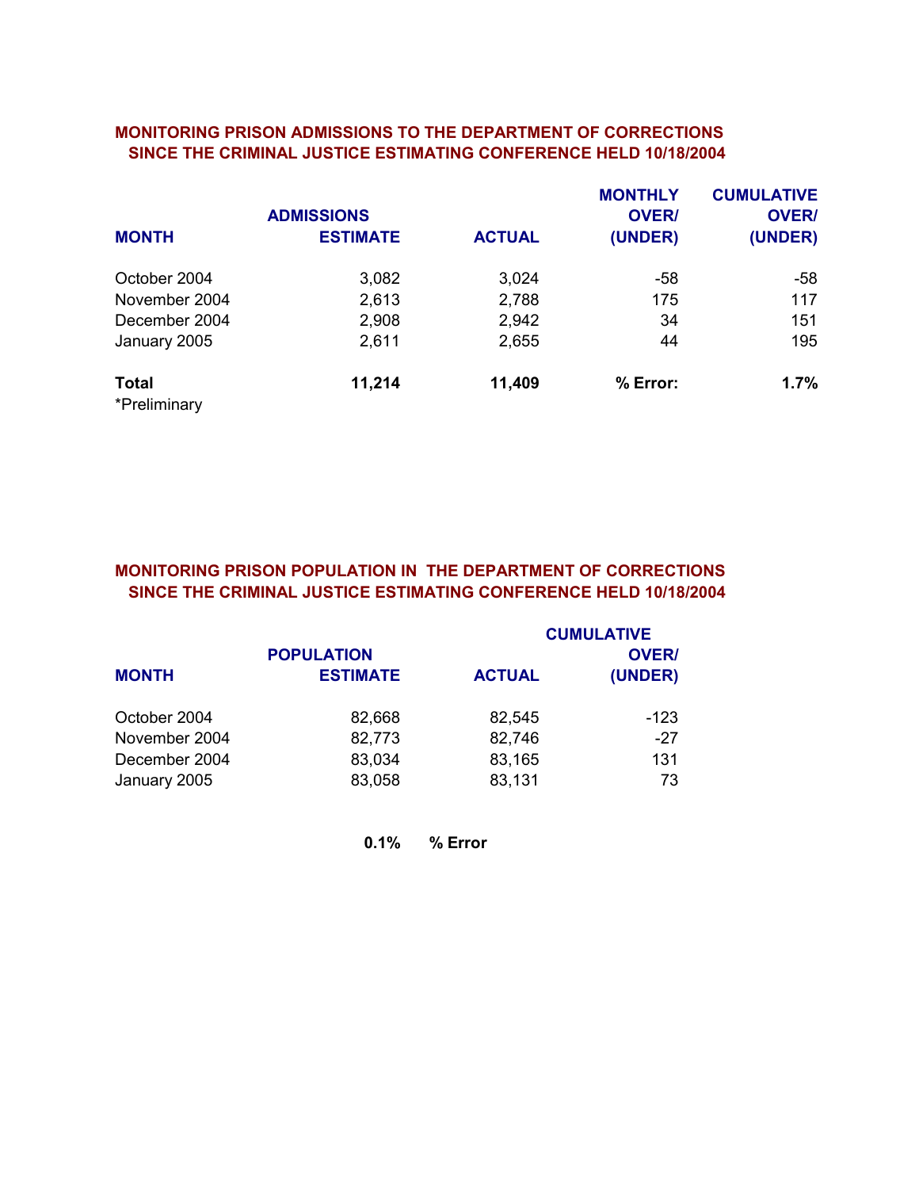## MONITORING PRISON ADMISSIONS TO THE DEPARTMENT OF CORRECTIONS SINCE THE CRIMINAL JUSTICE ESTIMATING CONFERENCE HELD 10/18/2004

| MONTH | ADMISSIONS ESTIMATE | ACTUAL | MONTHLY OVER/ (UNDER) | CUMULATIVE OVER/ (UNDER) |
|---|---|---|---|---|
| October 2004 | 3,082 | 3,024 | -58 | -58 |
| November 2004 | 2,613 | 2,788 | 175 | 117 |
| December 2004 | 2,908 | 2,942 | 34 | 151 |
| January 2005 | 2,611 | 2,655 | 44 | 195 |
| **Total** | **11,214** | **11,409** | **% Error:** | **1.7%** |

*Preliminary

## MONITORING PRISON POPULATION IN THE DEPARTMENT OF CORRECTIONS SINCE THE CRIMINAL JUSTICE ESTIMATING CONFERENCE HELD 10/18/2004

| MONTH | POPULATION ESTIMATE | ACTUAL | CUMULATIVE OVER/ (UNDER) |
|---|---|---|---|
| October 2004 | 82,668 | 82,545 | -123 |
| November 2004 | 82,773 | 82,746 | -27 |
| December 2004 | 83,034 | 83,165 | 131 |
| January 2005 | 83,058 | 83,131 | 73 |
| | **0.1%** | **% Error** | |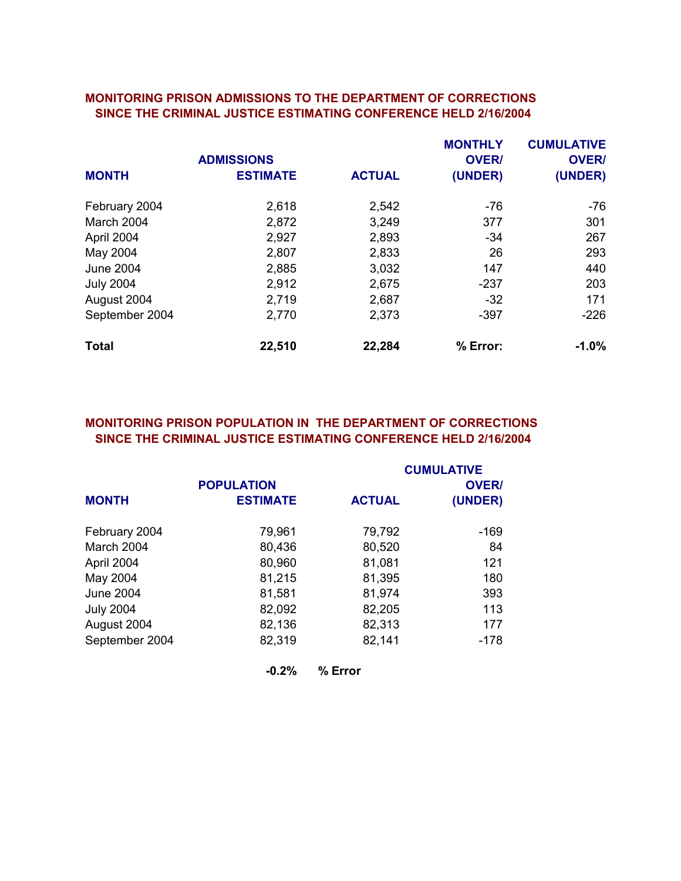## MONITORING PRISON ADMISSIONS TO THE DEPARTMENT OF CORRECTIONS SINCE THE CRIMINAL JUSTICE ESTIMATING CONFERENCE HELD 2/16/2004

| MONTH | ADMISSIONS ESTIMATE | ACTUAL | MONTHLY OVER/ (UNDER) | CUMULATIVE OVER/ (UNDER) |
|---|---|---|---|---|
| February 2004 | 2,618 | 2,542 | -76 | -76 |
| March 2004 | 2,872 | 3,249 | 377 | 301 |
| April 2004 | 2,927 | 2,893 | -34 | 267 |
| May 2004 | 2,807 | 2,833 | 26 | 293 |
| June 2004 | 2,885 | 3,032 | 147 | 440 |
| July 2004 | 2,912 | 2,675 | -237 | 203 |
| August 2004 | 2,719 | 2,687 | -32 | 171 |
| September 2004 | 2,770 | 2,373 | -397 | -226 |
| **Total** | **22,510** | **22,284** | **% Error:** | **-1.0%** |

## MONITORING PRISON POPULATION IN THE DEPARTMENT OF CORRECTIONS SINCE THE CRIMINAL JUSTICE ESTIMATING CONFERENCE HELD 2/16/2004

| MONTH | POPULATION ESTIMATE | ACTUAL | CUMULATIVE OVER/ (UNDER) |
|---|---|---|---|
| February 2004 | 79,961 | 79,792 | -169 |
| March 2004 | 80,436 | 80,520 | 84 |
| April 2004 | 80,960 | 81,081 | 121 |
| May 2004 | 81,215 | 81,395 | 180 |
| June 2004 | 81,581 | 81,974 | 393 |
| July 2004 | 82,092 | 82,205 | 113 |
| August 2004 | 82,136 | 82,313 | 177 |
| September 2004 | 82,319 | 82,141 | -178 |
| | **-0.2%** | **% Error** | |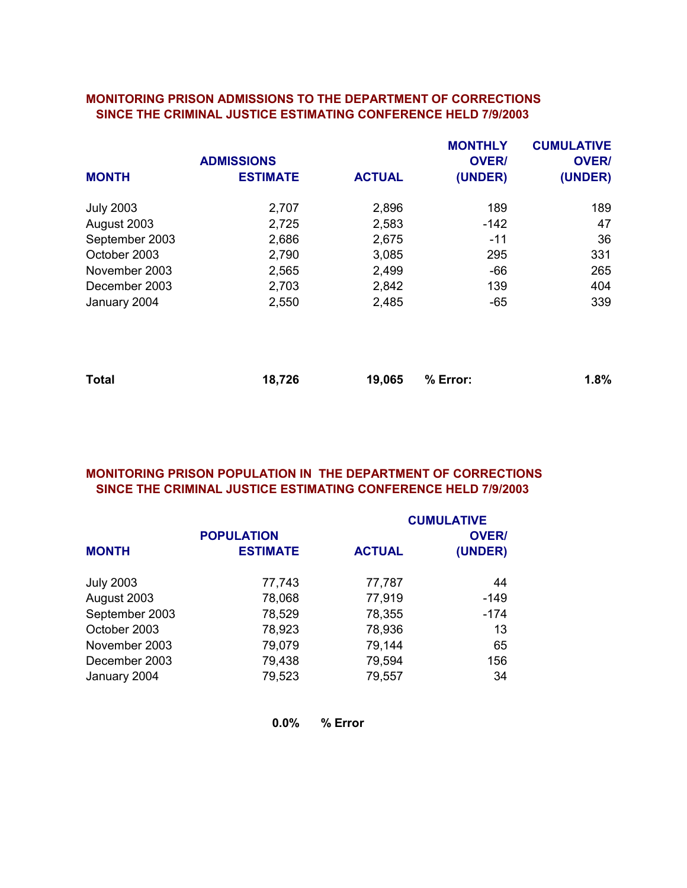## MONITORING PRISON ADMISSIONS TO THE DEPARTMENT OF CORRECTIONS SINCE THE CRIMINAL JUSTICE ESTIMATING CONFERENCE HELD 7/9/2003

| MONTH | ADMISSIONS ESTIMATE | ACTUAL | MONTHLY OVER/ (UNDER) | CUMULATIVE OVER/ (UNDER) |
|---|---|---|---|---|
| July 2003 | 2,707 | 2,896 | 189 | 189 |
| August 2003 | 2,725 | 2,583 | -142 | 47 |
| September 2003 | 2,686 | 2,675 | -11 | 36 |
| October 2003 | 2,790 | 3,085 | 295 | 331 |
| November 2003 | 2,565 | 2,499 | -66 | 265 |
| December 2003 | 2,703 | 2,842 | 139 | 404 |
| January 2004 | 2,550 | 2,485 | -65 | 339 |
| **Total** | **18,726** | **19,065** | **% Error:** | **1.8%** |

## MONITORING PRISON POPULATION IN THE DEPARTMENT OF CORRECTIONS SINCE THE CRIMINAL JUSTICE ESTIMATING CONFERENCE HELD 7/9/2003

| MONTH | POPULATION ESTIMATE | ACTUAL | CUMULATIVE OVER/ (UNDER) |
|---|---|---|---|
| July 2003 | 77,743 | 77,787 | 44 |
| August 2003 | 78,068 | 77,919 | -149 |
| September 2003 | 78,529 | 78,355 | -174 |
| October 2003 | 78,923 | 78,936 | 13 |
| November 2003 | 79,079 | 79,144 | 65 |
| December 2003 | 79,438 | 79,594 | 156 |
| January 2004 | 79,523 | 79,557 | 34 |
| | **0.0%** | **% Error** | |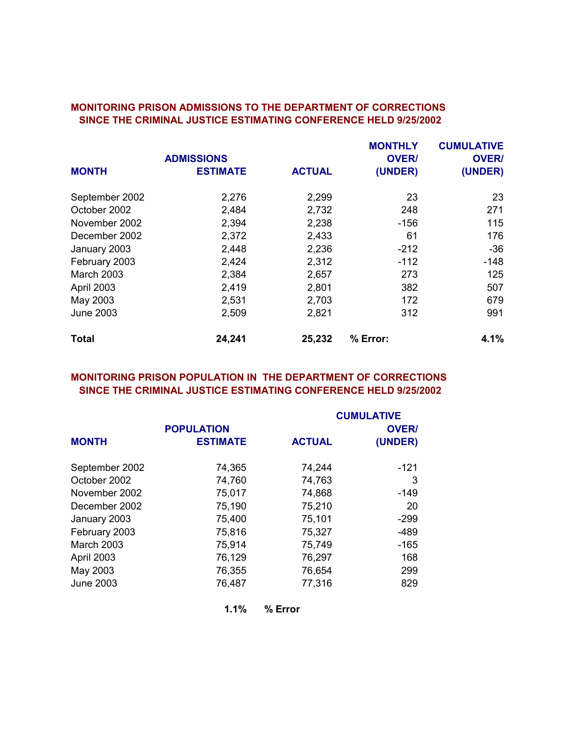## MONITORING PRISON ADMISSIONS TO THE DEPARTMENT OF CORRECTIONS SINCE THE CRIMINAL JUSTICE ESTIMATING CONFERENCE HELD 9/25/2002

| MONTH | ADMISSIONS ESTIMATE | ACTUAL | MONTHLY OVER/ (UNDER) | CUMULATIVE OVER/ (UNDER) |
|---|---|---|---|---|
| September 2002 | 2,276 | 2,299 | 23 | 23 |
| October 2002 | 2,484 | 2,732 | 248 | 271 |
| November 2002 | 2,394 | 2,238 | -156 | 115 |
| December 2002 | 2,372 | 2,433 | 61 | 176 |
| January 2003 | 2,448 | 2,236 | -212 | -36 |
| February 2003 | 2,424 | 2,312 | -112 | -148 |
| March 2003 | 2,384 | 2,657 | 273 | 125 |
| April 2003 | 2,419 | 2,801 | 382 | 507 |
| May 2003 | 2,531 | 2,703 | 172 | 679 |
| June 2003 | 2,509 | 2,821 | 312 | 991 |
| **Total** | **24,241** | **25,232** | **% Error:** | **4.1%** |

## MONITORING PRISON POPULATION IN THE DEPARTMENT OF CORRECTIONS SINCE THE CRIMINAL JUSTICE ESTIMATING CONFERENCE HELD 9/25/2002

| MONTH | POPULATION ESTIMATE | ACTUAL | CUMULATIVE OVER/ (UNDER) |
|---|---|---|---|
| September 2002 | 74,365 | 74,244 | -121 |
| October 2002 | 74,760 | 74,763 | 3 |
| November 2002 | 75,017 | 74,868 | -149 |
| December 2002 | 75,190 | 75,210 | 20 |
| January 2003 | 75,400 | 75,101 | -299 |
| February 2003 | 75,816 | 75,327 | -489 |
| March 2003 | 75,914 | 75,749 | -165 |
| April 2003 | 76,129 | 76,297 | 168 |
| May 2003 | 76,355 | 76,654 | 299 |
| June 2003 | 76,487 | 77,316 | 829 |
| | **1.1%** | **% Error** | |